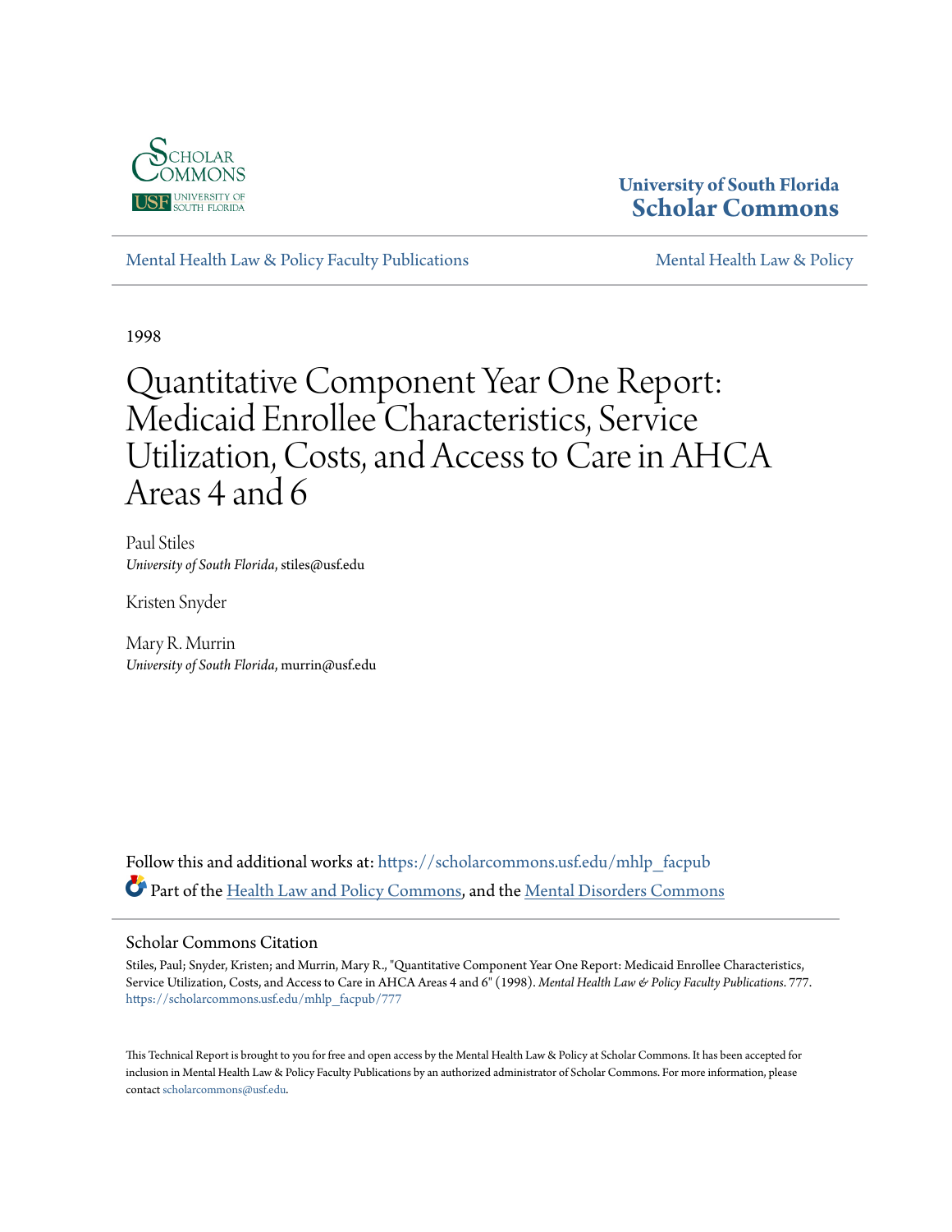University of South Florida
Scholar Commons

Mental Health Law & Policy Faculty Publications | Mental Health Law & Policy

1998

# Quantitative Component Year One Report: Medicaid Enrollee Characteristics, Service Utilization, Costs, and Access to Care in AHCA Areas 4 and 6

Paul Stiles
*University of South Florida*, stiles@usf.edu

Kristen Snyder

Mary R. Murrin
*University of South Florida*, murrin@usf.edu

Follow this and additional works at: https://scholarcommons.usf.edu/mhlp_facpub

Part of the Health Law and Policy Commons, and the Mental Disorders Commons

## Scholar Commons Citation

Stiles, Paul; Snyder, Kristen; and Murrin, Mary R., "Quantitative Component Year One Report: Medicaid Enrollee Characteristics, Service Utilization, Costs, and Access to Care in AHCA Areas 4 and 6" (1998). *Mental Health Law & Policy Faculty Publications*. 777.
https://scholarcommons.usf.edu/mhlp_facpub/777

This Technical Report is brought to you for free and open access by the Mental Health Law & Policy at Scholar Commons. It has been accepted for inclusion in Mental Health Law & Policy Faculty Publications by an authorized administrator of Scholar Commons. For more information, please contact scholarcommons@usf.edu.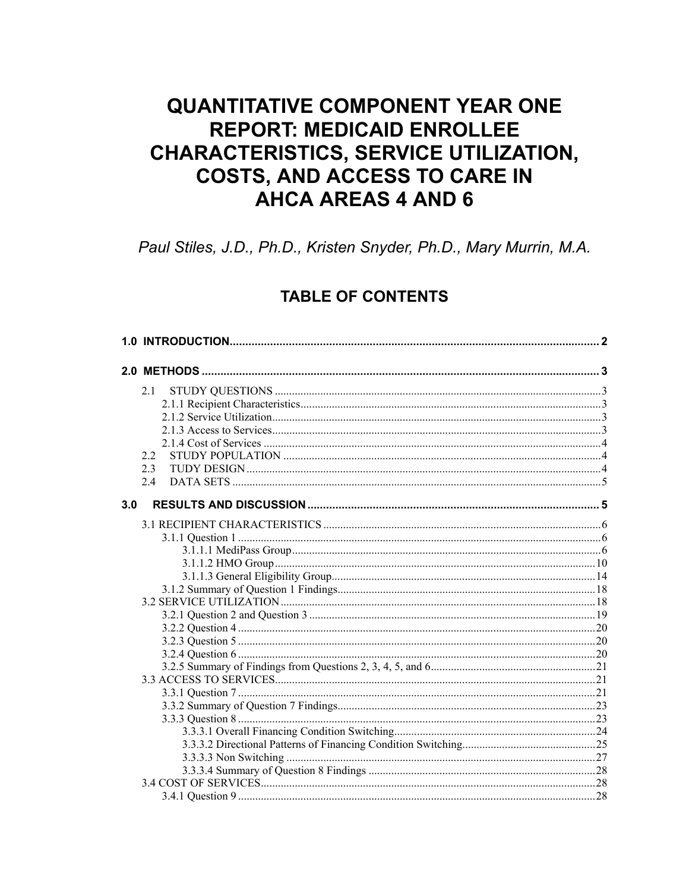# QUANTITATIVE COMPONENT YEAR ONE REPORT: MEDICAID ENROLLEE CHARACTERISTICS, SERVICE UTILIZATION, COSTS, AND ACCESS TO CARE IN AHCA AREAS 4 AND 6

*Paul Stiles, J.D., Ph.D., Kristen Snyder, Ph.D., Mary Murrin, M.A.*

## TABLE OF CONTENTS

**1.0 INTRODUCTION** .......... 2

**2.0 METHODS** .......... 3

- 2.1 STUDY QUESTIONS .......... 3
  - 2.1.1 Recipient Characteristics .......... 3
  - 2.1.2 Service Utilization .......... 3
  - 2.1.3 Access to Services .......... 3
  - 2.1.4 Cost of Services .......... 4
- 2.2 STUDY POPULATION .......... 4
- 2.3 TUDY DESIGN .......... 4
- 2.4 DATA SETS .......... 5

**3.0 RESULTS AND DISCUSSION** .......... 5

- 3.1 RECIPIENT CHARACTERISTICS .......... 6
  - 3.1.1 Question 1 .......... 6
    - 3.1.1.1 MediPass Group .......... 6
    - 3.1.1.2 HMO Group .......... 10
    - 3.1.1.3 General Eligibility Group .......... 14
  - 3.1.2 Summary of Question 1 Findings .......... 18
- 3.2 SERVICE UTILIZATION .......... 18
  - 3.2.1 Question 2 and Question 3 .......... 19
  - 3.2.2 Question 4 .......... 20
  - 3.2.3 Question 5 .......... 20
  - 3.2.4 Question 6 .......... 20
  - 3.2.5 Summary of Findings from Questions 2, 3, 4, 5, and 6 .......... 21
- 3.3 ACCESS TO SERVICES .......... 21
  - 3.3.1 Question 7 .......... 21
  - 3.3.2 Summary of Question 7 Findings .......... 23
  - 3.3.3 Question 8 .......... 23
    - 3.3.3.1 Overall Financing Condition Switching .......... 24
    - 3.3.3.2 Directional Patterns of Financing Condition Switching .......... 25
    - 3.3.3.3 Non Switching .......... 27
    - 3.3.3.4 Summary of Question 8 Findings .......... 28
- 3.4 COST OF SERVICES .......... 28
  - 3.4.1 Question 9 .......... 28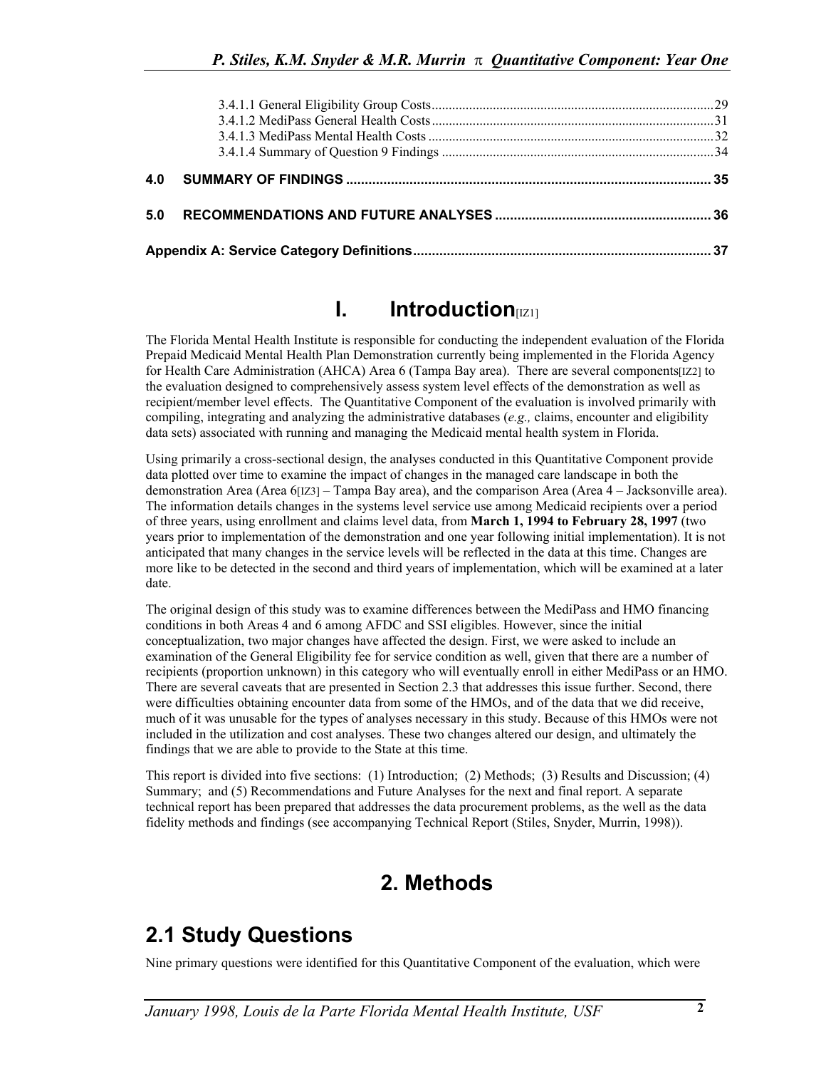3.4.1.1 General Eligibility Group Costs .......... 29
3.4.1.2 MediPass General Health Costs .......... 31
3.4.1.3 MediPass Mental Health Costs .......... 32
3.4.1.4 Summary of Question 9 Findings .......... 34

**4.0 SUMMARY OF FINDINGS .......... 35**

**5.0 RECOMMENDATIONS AND FUTURE ANALYSES .......... 36**

**Appendix A: Service Category Definitions .......... 37**

# I. Introduction[IZ1]

The Florida Mental Health Institute is responsible for conducting the independent evaluation of the Florida Prepaid Medicaid Mental Health Plan Demonstration currently being implemented in the Florida Agency for Health Care Administration (AHCA) Area 6 (Tampa Bay area). There are several components[IZ2] to the evaluation designed to comprehensively assess system level effects of the demonstration as well as recipient/member level effects. The Quantitative Component of the evaluation is involved primarily with compiling, integrating and analyzing the administrative databases (*e.g.,* claims, encounter and eligibility data sets) associated with running and managing the Medicaid mental health system in Florida.

Using primarily a cross-sectional design, the analyses conducted in this Quantitative Component provide data plotted over time to examine the impact of changes in the managed care landscape in both the demonstration Area (Area 6[IZ3] – Tampa Bay area), and the comparison Area (Area 4 – Jacksonville area). The information details changes in the systems level service use among Medicaid recipients over a period of three years, using enrollment and claims level data, from **March 1, 1994 to February 28, 1997** (two years prior to implementation of the demonstration and one year following initial implementation). It is not anticipated that many changes in the service levels will be reflected in the data at this time. Changes are more like to be detected in the second and third years of implementation, which will be examined at a later date.

The original design of this study was to examine differences between the MediPass and HMO financing conditions in both Areas 4 and 6 among AFDC and SSI eligibles. However, since the initial conceptualization, two major changes have affected the design. First, we were asked to include an examination of the General Eligibility fee for service condition as well, given that there are a number of recipients (proportion unknown) in this category who will eventually enroll in either MediPass or an HMO. There are several caveats that are presented in Section 2.3 that addresses this issue further. Second, there were difficulties obtaining encounter data from some of the HMOs, and of the data that we did receive, much of it was unusable for the types of analyses necessary in this study. Because of this HMOs were not included in the utilization and cost analyses. These two changes altered our design, and ultimately the findings that we are able to provide to the State at this time.

This report is divided into five sections: (1) Introduction; (2) Methods; (3) Results and Discussion; (4) Summary; and (5) Recommendations and Future Analyses for the next and final report. A separate technical report has been prepared that addresses the data procurement problems, as the well as the data fidelity methods and findings (see accompanying Technical Report (Stiles, Snyder, Murrin, 1998)).

# 2. Methods

## 2.1 Study Questions

Nine primary questions were identified for this Quantitative Component of the evaluation, which were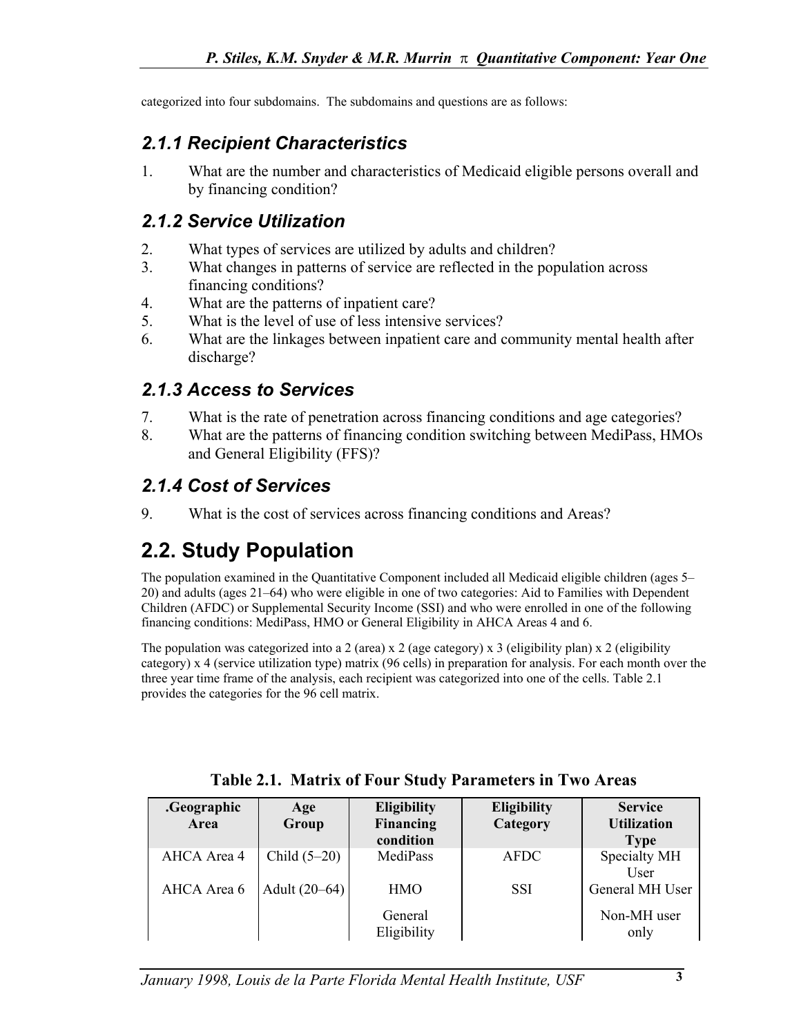categorized into four subdomains. The subdomains and questions are as follows:

### 2.1.1 Recipient Characteristics

1. What are the number and characteristics of Medicaid eligible persons overall and by financing condition?

### 2.1.2 Service Utilization

2. What types of services are utilized by adults and children?
3. What changes in patterns of service are reflected in the population across financing conditions?
4. What are the patterns of inpatient care?
5. What is the level of use of less intensive services?
6. What are the linkages between inpatient care and community mental health after discharge?

### 2.1.3 Access to Services

7. What is the rate of penetration across financing conditions and age categories?
8. What are the patterns of financing condition switching between MediPass, HMOs and General Eligibility (FFS)?

### 2.1.4 Cost of Services

9. What is the cost of services across financing conditions and Areas?

## 2.2. Study Population

The population examined in the Quantitative Component included all Medicaid eligible children (ages 5–20) and adults (ages 21–64) who were eligible in one of two categories: Aid to Families with Dependent Children (AFDC) or Supplemental Security Income (SSI) and who were enrolled in one of the following financing conditions: MediPass, HMO or General Eligibility in AHCA Areas 4 and 6.

The population was categorized into a 2 (area) x 2 (age category) x 3 (eligibility plan) x 2 (eligibility category) x 4 (service utilization type) matrix (96 cells) in preparation for analysis. For each month over the three year time frame of the analysis, each recipient was categorized into one of the cells. Table 2.1 provides the categories for the 96 cell matrix.

**Table 2.1. Matrix of Four Study Parameters in Two Areas**

| .Geographic Area | Age Group | Eligibility Financing condition | Eligibility Category | Service Utilization Type |
|---|---|---|---|---|
| AHCA Area 4 | Child (5–20) | MediPass | AFDC | Specialty MH User |
| AHCA Area 6 | Adult (20–64) | HMO | SSI | General MH User |
| | | General Eligibility | | Non-MH user only |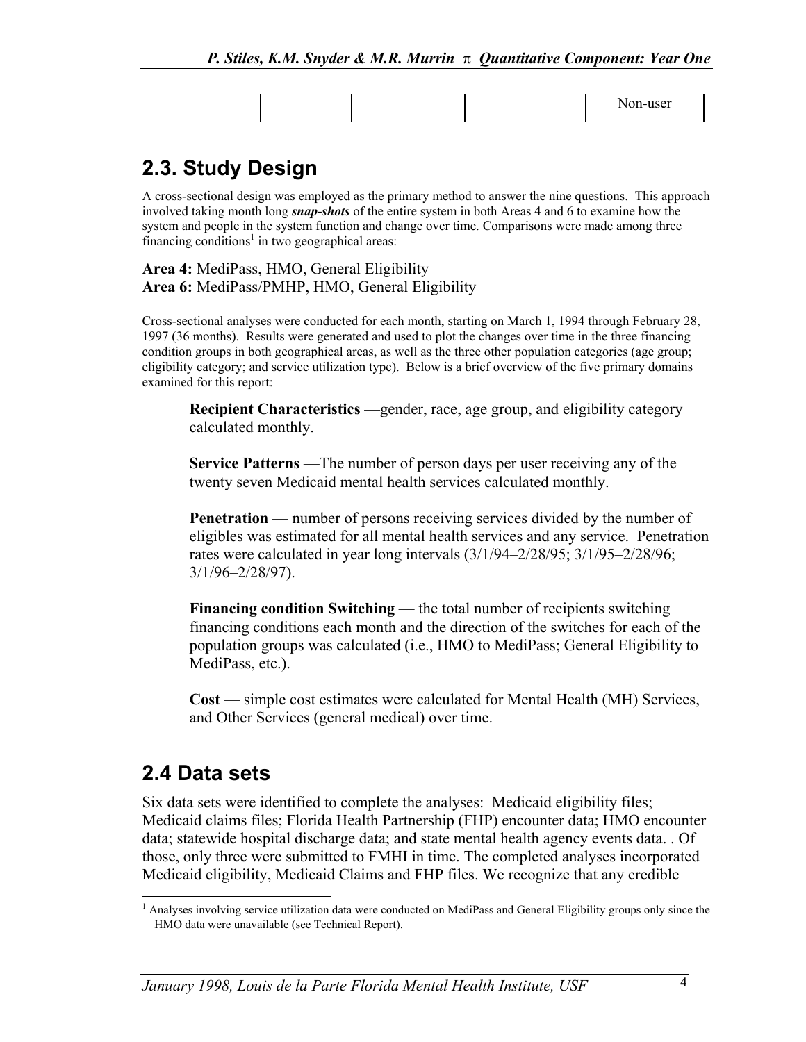|  |  |  |  |  |
|---|---|---|---|---|
|  |  |  |  | Non-user |

## 2.3. Study Design

A cross-sectional design was employed as the primary method to answer the nine questions. This approach involved taking month long ***snap-shots*** of the entire system in both Areas 4 and 6 to examine how the system and people in the system function and change over time. Comparisons were made among three financing conditions[1] in two geographical areas:

**Area 4:** MediPass, HMO, General Eligibility
**Area 6:** MediPass/PMHP, HMO, General Eligibility

Cross-sectional analyses were conducted for each month, starting on March 1, 1994 through February 28, 1997 (36 months). Results were generated and used to plot the changes over time in the three financing condition groups in both geographical areas, as well as the three other population categories (age group; eligibility category; and service utilization type). Below is a brief overview of the five primary domains examined for this report:

> **Recipient Characteristics** —gender, race, age group, and eligibility category calculated monthly.
>
> **Service Patterns** —The number of person days per user receiving any of the twenty seven Medicaid mental health services calculated monthly.
>
> **Penetration** — number of persons receiving services divided by the number of eligibles was estimated for all mental health services and any service. Penetration rates were calculated in year long intervals (3/1/94–2/28/95; 3/1/95–2/28/96; 3/1/96–2/28/97).
>
> **Financing condition Switching** — the total number of recipients switching financing conditions each month and the direction of the switches for each of the population groups was calculated (i.e., HMO to MediPass; General Eligibility to MediPass, etc.).
>
> **Cost** — simple cost estimates were calculated for Mental Health (MH) Services, and Other Services (general medical) over time.

## 2.4 Data sets

Six data sets were identified to complete the analyses: Medicaid eligibility files; Medicaid claims files; Florida Health Partnership (FHP) encounter data; HMO encounter data; statewide hospital discharge data; and state mental health agency events data. . Of those, only three were submitted to FMHI in time. The completed analyses incorporated Medicaid eligibility, Medicaid Claims and FHP files. We recognize that any credible

[1] Analyses involving service utilization data were conducted on MediPass and General Eligibility groups only since the HMO data were unavailable (see Technical Report).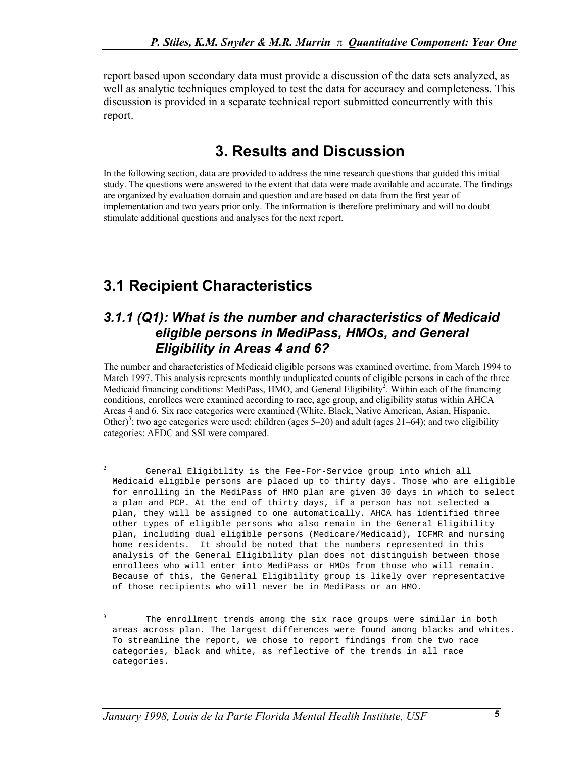report based upon secondary data must provide a discussion of the data sets analyzed, as well as analytic techniques employed to test the data for accuracy and completeness. This discussion is provided in a separate technical report submitted concurrently with this report.

# 3. Results and Discussion

In the following section, data are provided to address the nine research questions that guided this initial study. The questions were answered to the extent that data were made available and accurate. The findings are organized by evaluation domain and question and are based on data from the first year of implementation and two years prior only. The information is therefore preliminary and will no doubt stimulate additional questions and analyses for the next report.

## 3.1 Recipient Characteristics

### *3.1.1 (Q1): What is the number and characteristics of Medicaid eligible persons in MediPass, HMOs, and General Eligibility in Areas 4 and 6?*

The number and characteristics of Medicaid eligible persons was examined overtime, from March 1994 to March 1997. This analysis represents monthly unduplicated counts of eligible persons in each of the three Medicaid financing conditions: MediPass, HMO, and General Eligibility[2]. Within each of the financing conditions, enrollees were examined according to race, age group, and eligibility status within AHCA Areas 4 and 6. Six race categories were examined (White, Black, Native American, Asian, Hispanic, Other)[3]; two age categories were used: children (ages 5–20) and adult (ages 21–64); and two eligibility categories: AFDC and SSI were compared.

---

[2] General Eligibility is the Fee-For-Service group into which all Medicaid eligible persons are placed up to thirty days. Those who are eligible for enrolling in the MediPass of HMO plan are given 30 days in which to select a plan and PCP. At the end of thirty days, if a person has not selected a plan, they will be assigned to one automatically. AHCA has identified three other types of eligible persons who also remain in the General Eligibility plan, including dual eligible persons (Medicare/Medicaid), ICFMR and nursing home residents. It should be noted that the numbers represented in this analysis of the General Eligibility plan does not distinguish between those enrollees who will enter into MediPass or HMOs from those who will remain. Because of this, the General Eligibility group is likely over representative of those recipients who will never be in MediPass or an HMO.

[3] The enrollment trends among the six race groups were similar in both areas across plan. The largest differences were found among blacks and whites. To streamline the report, we chose to report findings from the two race categories, black and white, as reflective of the trends in all race categories.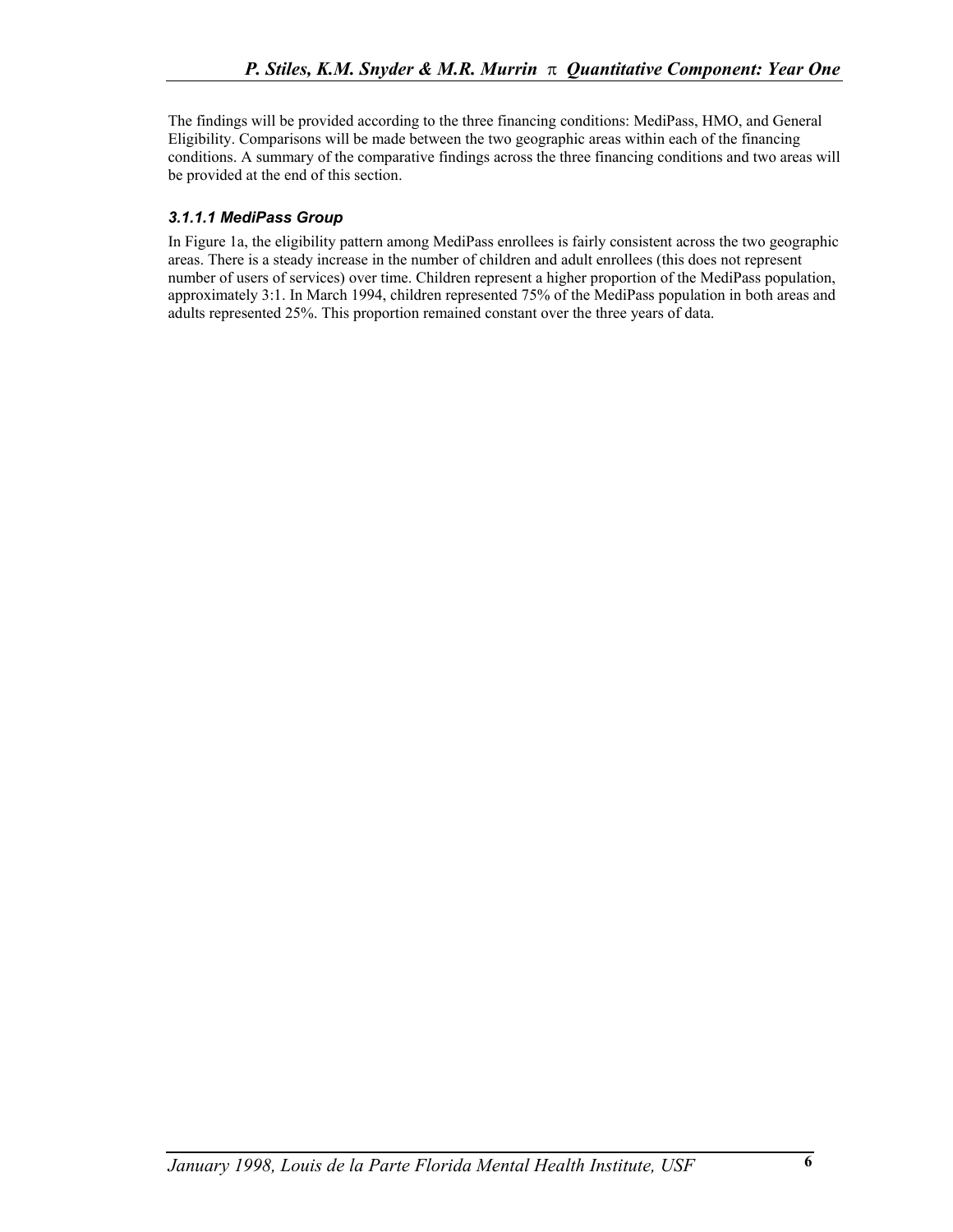The findings will be provided according to the three financing conditions: MediPass, HMO, and General Eligibility. Comparisons will be made between the two geographic areas within each of the financing conditions. A summary of the comparative findings across the three financing conditions and two areas will be provided at the end of this section.

#### *3.1.1.1 MediPass Group*

In Figure 1a, the eligibility pattern among MediPass enrollees is fairly consistent across the two geographic areas. There is a steady increase in the number of children and adult enrollees (this does not represent number of users of services) over time. Children represent a higher proportion of the MediPass population, approximately 3:1. In March 1994, children represented 75% of the MediPass population in both areas and adults represented 25%. This proportion remained constant over the three years of data.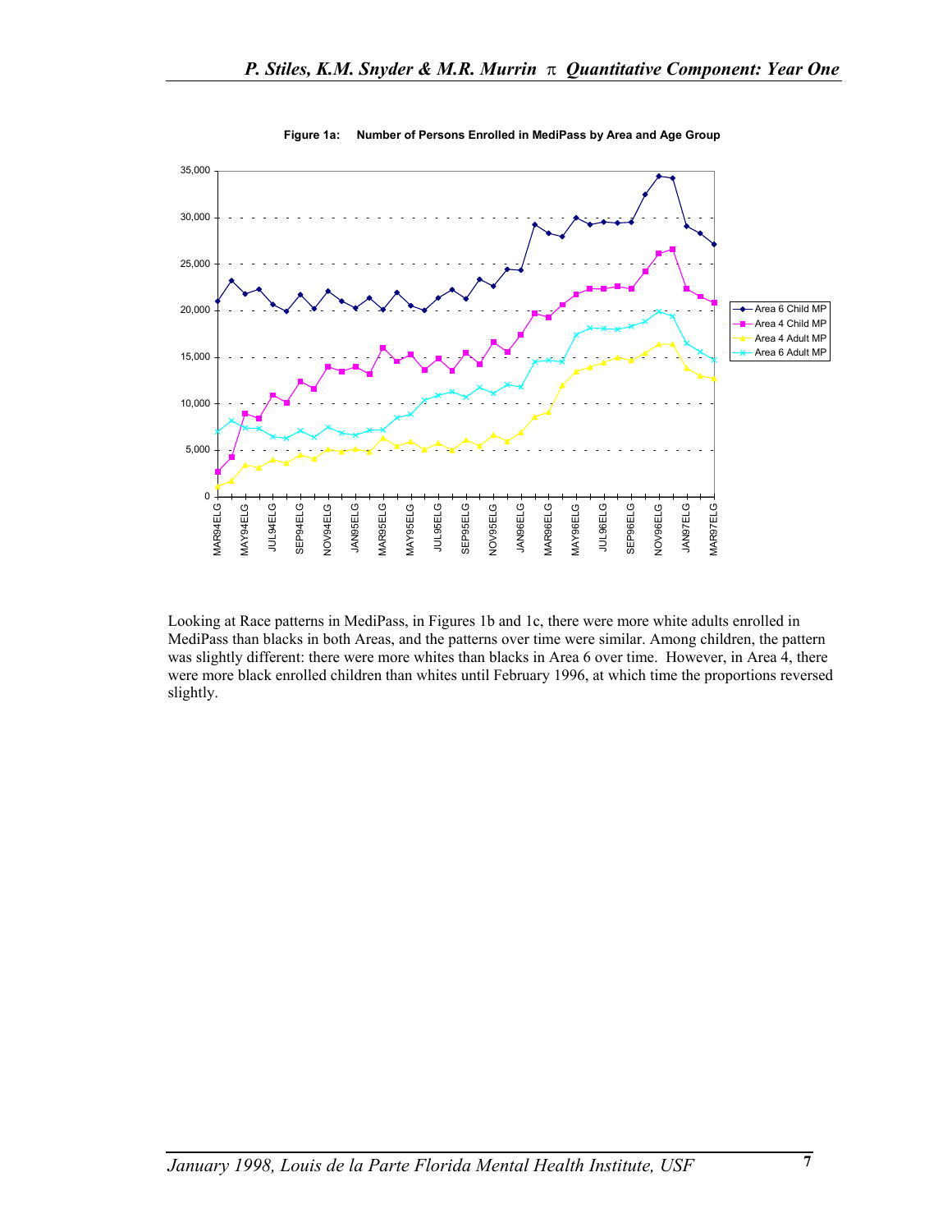**Figure 1a: Number of Persons Enrolled in MediPass by Area and Age Group**

Looking at Race patterns in MediPass, in Figures 1b and 1c, there were more white adults enrolled in MediPass than blacks in both Areas, and the patterns over time were similar. Among children, the pattern was slightly different: there were more whites than blacks in Area 6 over time. However, in Area 4, there were more black enrolled children than whites until February 1996, at which time the proportions reversed slightly.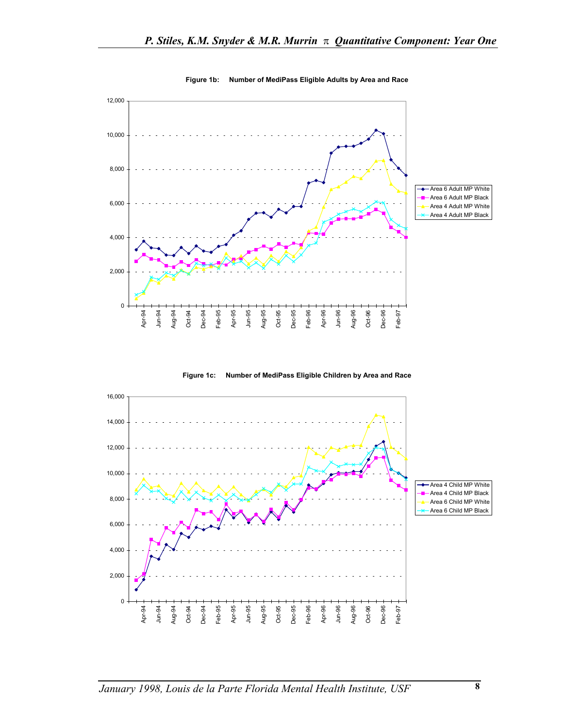**Figure 1b: Number of MediPass Eligible Adults by Area and Race**

**Figure 1c: Number of MediPass Eligible Children by Area and Race**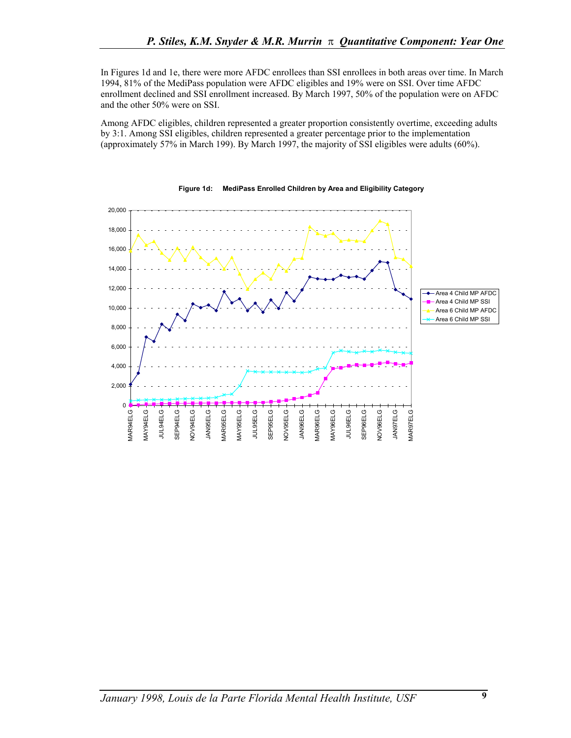In Figures 1d and 1e, there were more AFDC enrollees than SSI enrollees in both areas over time. In March 1994, 81% of the MediPass population were AFDC eligibles and 19% were on SSI. Over time AFDC enrollment declined and SSI enrollment increased. By March 1997, 50% of the population were on AFDC and the other 50% were on SSI.

Among AFDC eligibles, children represented a greater proportion consistently overtime, exceeding adults by 3:1. Among SSI eligibles, children represented a greater percentage prior to the implementation (approximately 57% in March 199). By March 1997, the majority of SSI eligibles were adults (60%).

**Figure 1d: MediPass Enrolled Children by Area and Eligibility Category**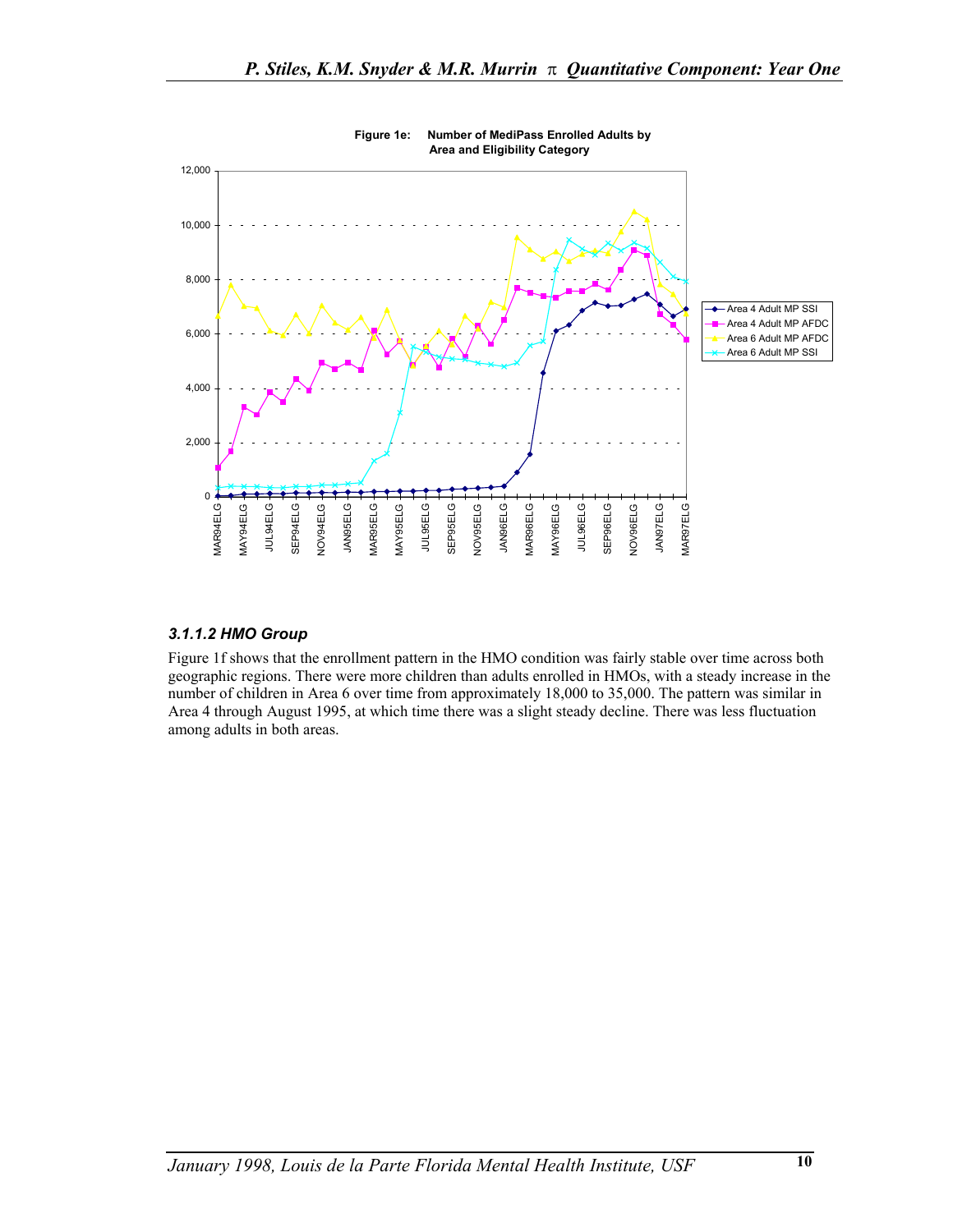**Figure 1e: Number of MediPass Enrolled Adults by Area and Eligibility Category**

### 3.1.1.2 HMO Group

Figure 1f shows that the enrollment pattern in the HMO condition was fairly stable over time across both geographic regions. There were more children than adults enrolled in HMOs, with a steady increase in the number of children in Area 6 over time from approximately 18,000 to 35,000. The pattern was similar in Area 4 through August 1995, at which time there was a slight steady decline. There was less fluctuation among adults in both areas.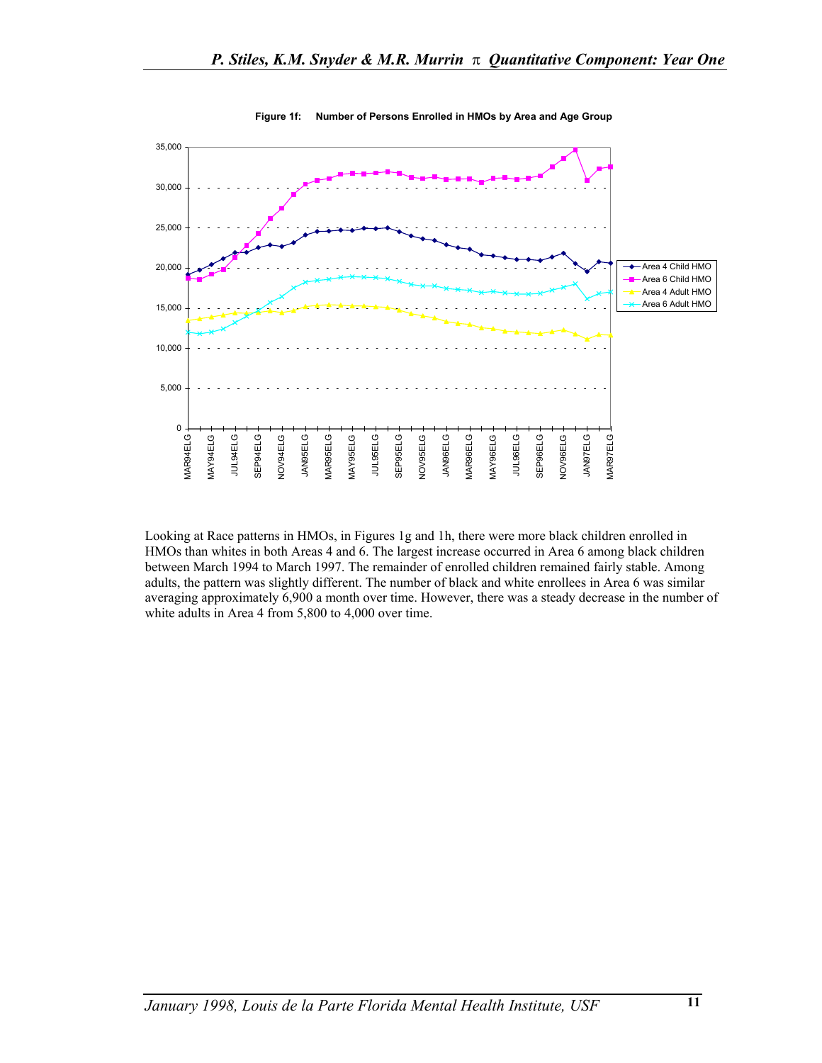**Figure 1f: Number of Persons Enrolled in HMOs by Area and Age Group**

Looking at Race patterns in HMOs, in Figures 1g and 1h, there were more black children enrolled in HMOs than whites in both Areas 4 and 6. The largest increase occurred in Area 6 among black children between March 1994 to March 1997. The remainder of enrolled children remained fairly stable. Among adults, the pattern was slightly different. The number of black and white enrollees in Area 6 was similar averaging approximately 6,900 a month over time. However, there was a steady decrease in the number of white adults in Area 4 from 5,800 to 4,000 over time.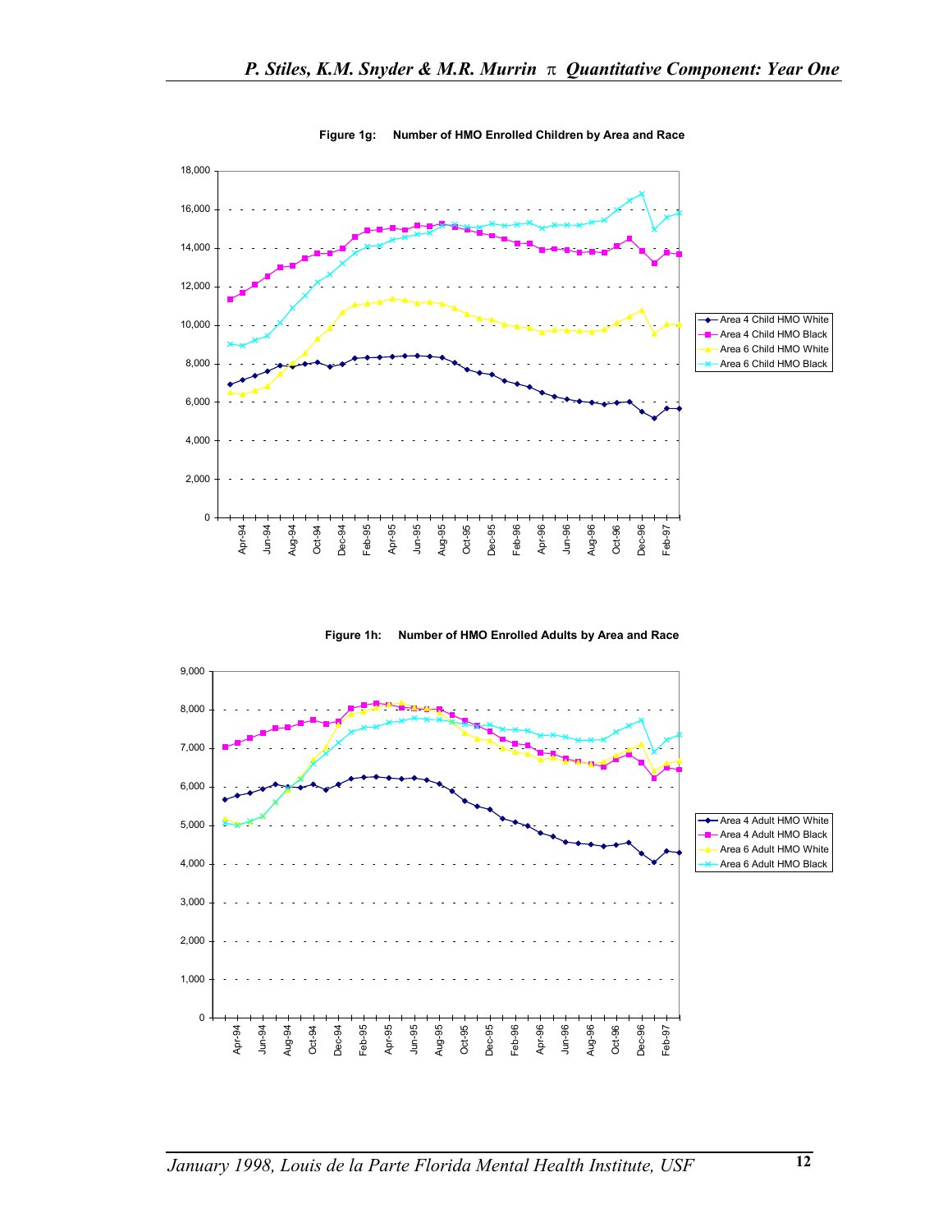**Figure 1g: Number of HMO Enrolled Children by Area and Race**

**Figure 1h: Number of HMO Enrolled Adults by Area and Race**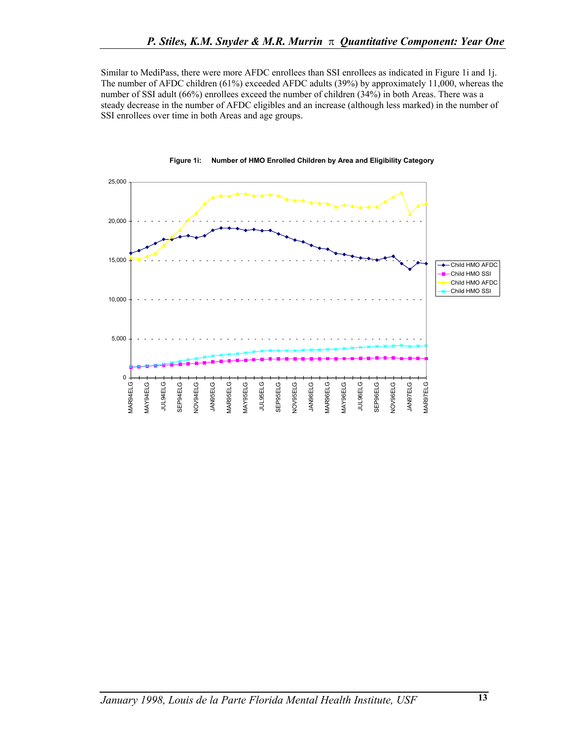Similar to MediPass, there were more AFDC enrollees than SSI enrollees as indicated in Figure 1i and 1j. The number of AFDC children (61%) exceeded AFDC adults (39%) by approximately 11,000, whereas the number of SSI adult (66%) enrollees exceed the number of children (34%) in both Areas. There was a steady decrease in the number of AFDC eligibles and an increase (although less marked) in the number of SSI enrollees over time in both Areas and age groups.

**Figure 1i: Number of HMO Enrolled Children by Area and Eligibility Category**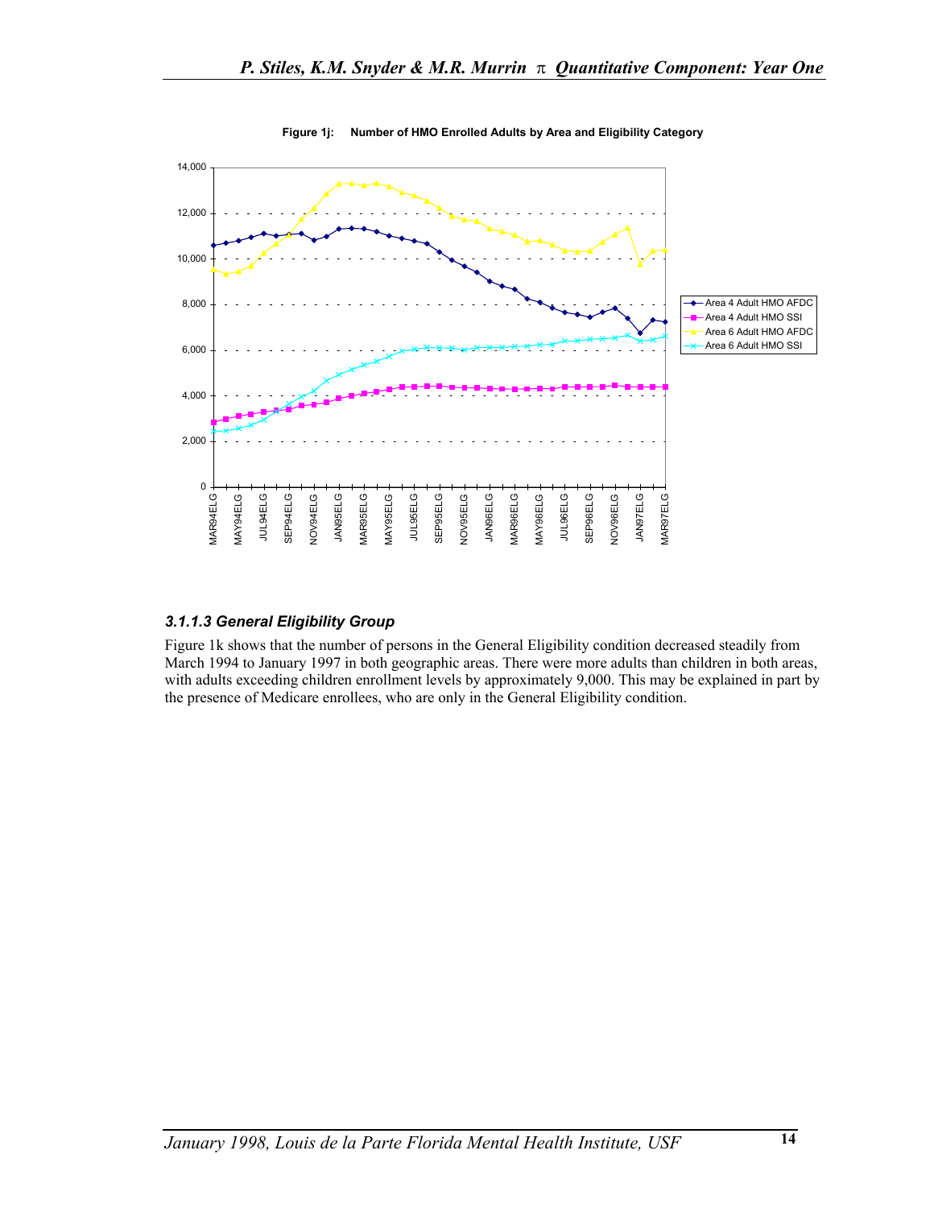**Figure 1j: Number of HMO Enrolled Adults by Area and Eligibility Category**

### 3.1.1.3 General Eligibility Group

Figure 1k shows that the number of persons in the General Eligibility condition decreased steadily from March 1994 to January 1997 in both geographic areas. There were more adults than children in both areas, with adults exceeding children enrollment levels by approximately 9,000. This may be explained in part by the presence of Medicare enrollees, who are only in the General Eligibility condition.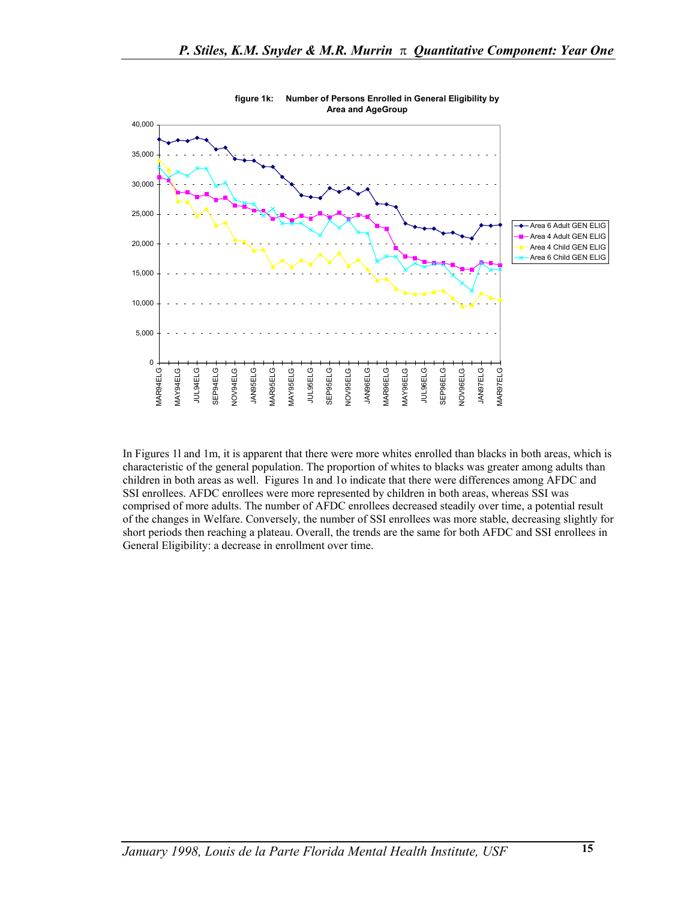figure 1k: Number of Persons Enrolled in General Eligibility by Area and AgeGroup

In Figures 1l and 1m, it is apparent that there were more whites enrolled than blacks in both areas, which is characteristic of the general population. The proportion of whites to blacks was greater among adults than children in both areas as well. Figures 1n and 1o indicate that there were differences among AFDC and SSI enrollees. AFDC enrollees were more represented by children in both areas, whereas SSI was comprised of more adults. The number of AFDC enrollees decreased steadily over time, a potential result of the changes in Welfare. Conversely, the number of SSI enrollees was more stable, decreasing slightly for short periods then reaching a plateau. Overall, the trends are the same for both AFDC and SSI enrollees in General Eligibility: a decrease in enrollment over time.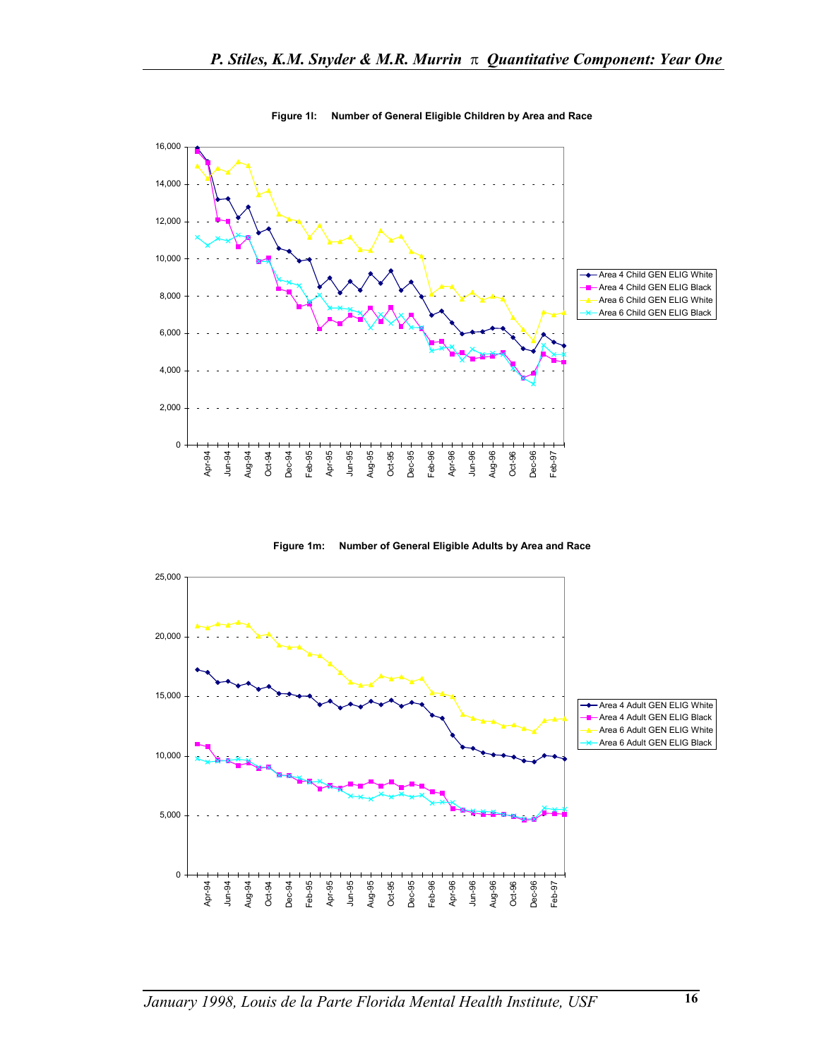**Figure 1l: Number of General Eligible Children by Area and Race**

**Figure 1m: Number of General Eligible Adults by Area and Race**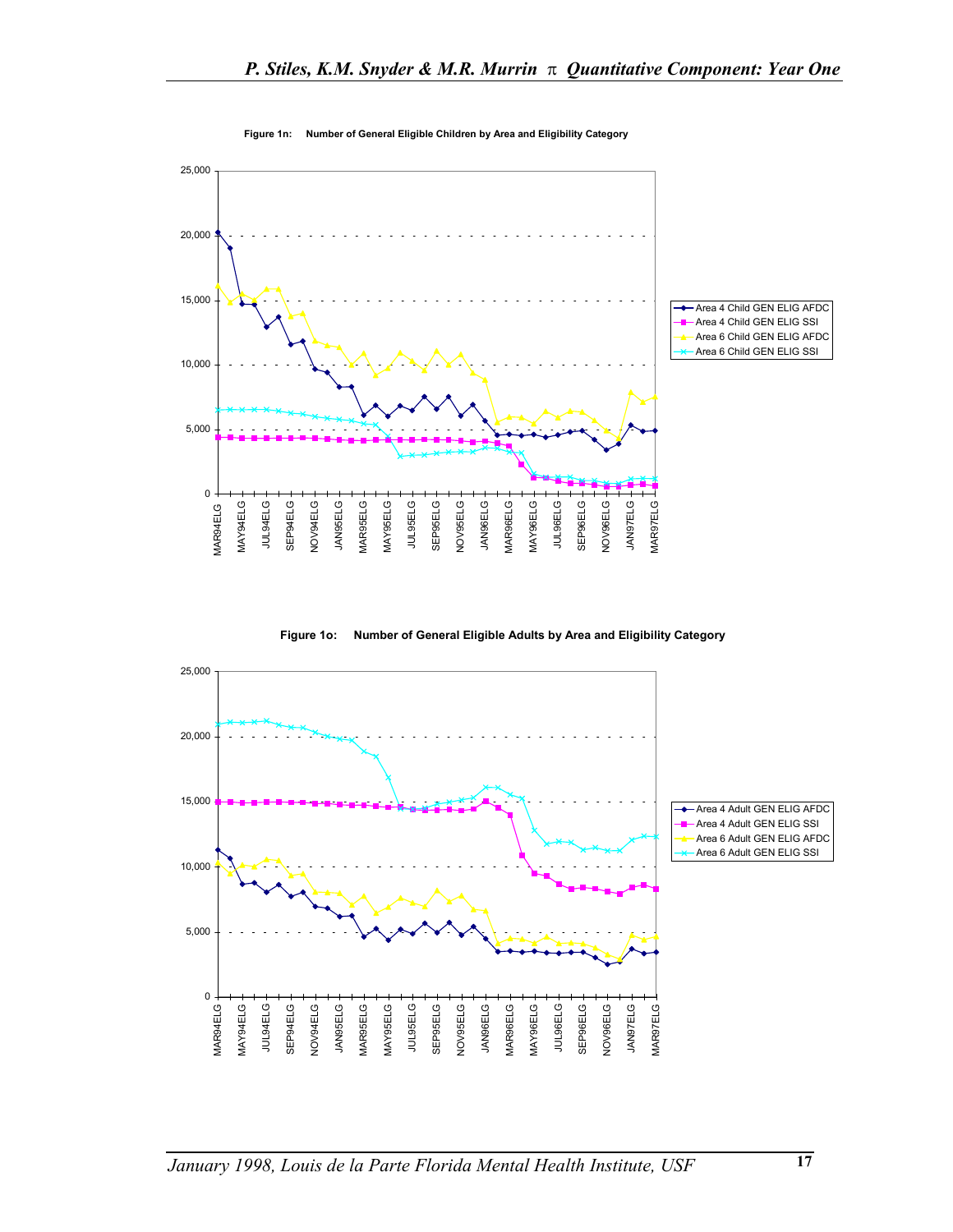Figure 1n: Number of General Eligible Children by Area and Eligibility Category

Figure 1o: Number of General Eligible Adults by Area and Eligibility Category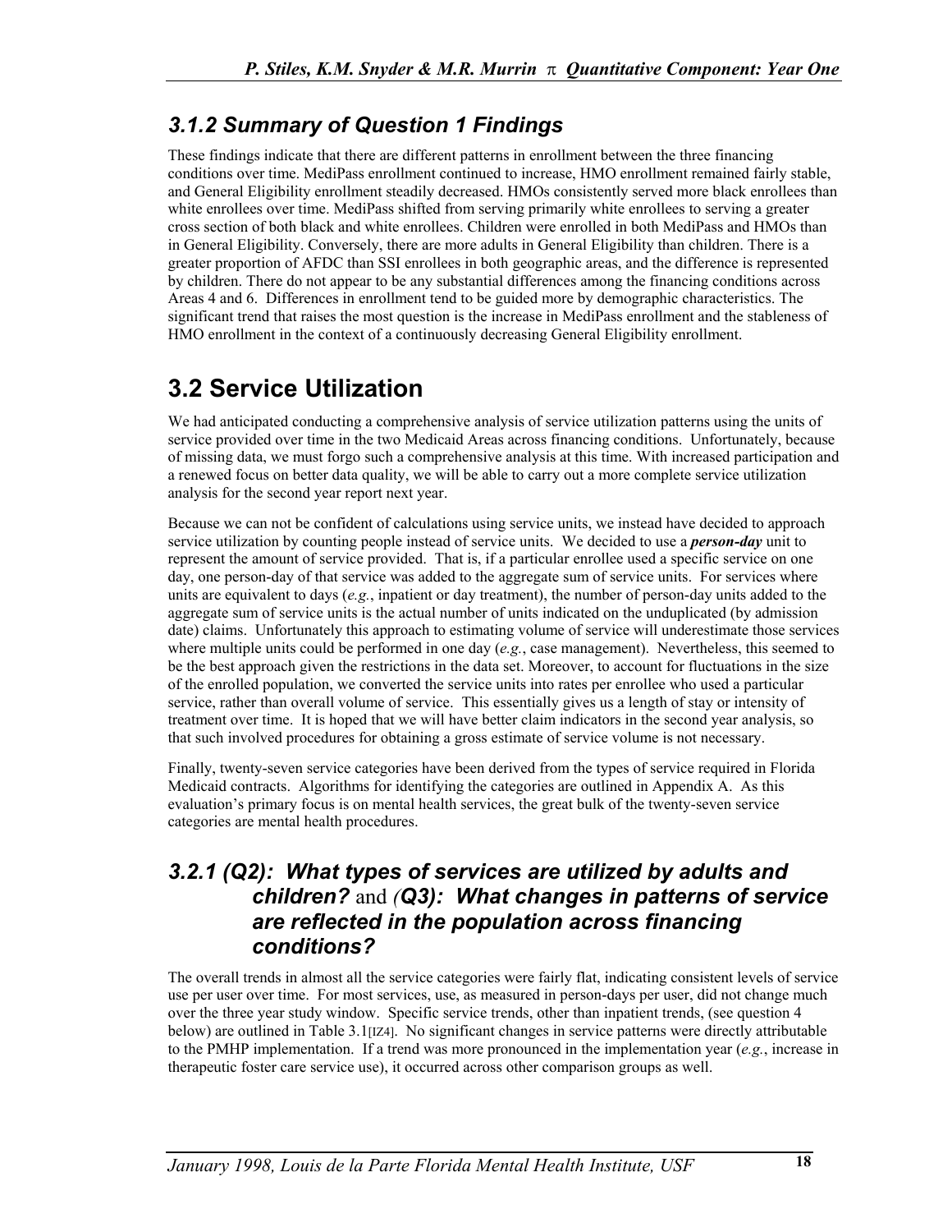### *3.1.2 Summary of Question 1 Findings*

These findings indicate that there are different patterns in enrollment between the three financing conditions over time. MediPass enrollment continued to increase, HMO enrollment remained fairly stable, and General Eligibility enrollment steadily decreased. HMOs consistently served more black enrollees than white enrollees over time. MediPass shifted from serving primarily white enrollees to serving a greater cross section of both black and white enrollees. Children were enrolled in both MediPass and HMOs than in General Eligibility. Conversely, there are more adults in General Eligibility than children. There is a greater proportion of AFDC than SSI enrollees in both geographic areas, and the difference is represented by children. There do not appear to be any substantial differences among the financing conditions across Areas 4 and 6. Differences in enrollment tend to be guided more by demographic characteristics. The significant trend that raises the most question is the increase in MediPass enrollment and the stableness of HMO enrollment in the context of a continuously decreasing General Eligibility enrollment.

## 3.2 Service Utilization

We had anticipated conducting a comprehensive analysis of service utilization patterns using the units of service provided over time in the two Medicaid Areas across financing conditions. Unfortunately, because of missing data, we must forgo such a comprehensive analysis at this time. With increased participation and a renewed focus on better data quality, we will be able to carry out a more complete service utilization analysis for the second year report next year.

Because we can not be confident of calculations using service units, we instead have decided to approach service utilization by counting people instead of service units. We decided to use a ***person-day*** unit to represent the amount of service provided. That is, if a particular enrollee used a specific service on one day, one person-day of that service was added to the aggregate sum of service units. For services where units are equivalent to days (*e.g.*, inpatient or day treatment), the number of person-day units added to the aggregate sum of service units is the actual number of units indicated on the unduplicated (by admission date) claims. Unfortunately this approach to estimating volume of service will underestimate those services where multiple units could be performed in one day (*e.g.*, case management). Nevertheless, this seemed to be the best approach given the restrictions in the data set. Moreover, to account for fluctuations in the size of the enrolled population, we converted the service units into rates per enrollee who used a particular service, rather than overall volume of service. This essentially gives us a length of stay or intensity of treatment over time. It is hoped that we will have better claim indicators in the second year analysis, so that such involved procedures for obtaining a gross estimate of service volume is not necessary.

Finally, twenty-seven service categories have been derived from the types of service required in Florida Medicaid contracts. Algorithms for identifying the categories are outlined in Appendix A. As this evaluation's primary focus is on mental health services, the great bulk of the twenty-seven service categories are mental health procedures.

### *3.2.1 (Q2): What types of services are utilized by adults and children?* and *(Q3): What changes in patterns of service are reflected in the population across financing conditions?*

The overall trends in almost all the service categories were fairly flat, indicating consistent levels of service use per user over time. For most services, use, as measured in person-days per user, did not change much over the three year study window. Specific service trends, other than inpatient trends, (see question 4 below) are outlined in Table 3.1[IZ4]. No significant changes in service patterns were directly attributable to the PMHP implementation. If a trend was more pronounced in the implementation year (*e.g.*, increase in therapeutic foster care service use), it occurred across other comparison groups as well.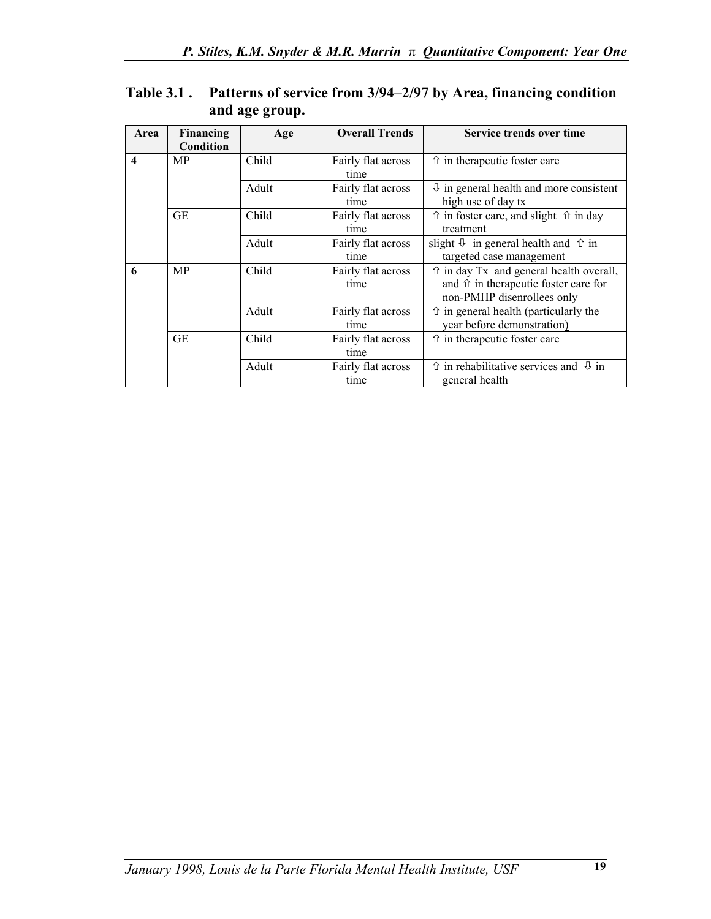**Table 3.1 . Patterns of service from 3/94–2/97 by Area, financing condition and age group.**

| Area | Financing Condition | Age | Overall Trends | Service trends over time |
|---|---|---|---|---|
| **4** | MP | Child | Fairly flat across time | ⇧ in therapeutic foster care |
| | | Adult | Fairly flat across time | ⇩ in general health and more consistent high use of day tx |
| | GE | Child | Fairly flat across time | ⇧ in foster care, and slight ⇧ in day treatment |
| | | Adult | Fairly flat across time | slight ⇩ in general health and ⇧ in targeted case management |
| **6** | MP | Child | Fairly flat across time | ⇧ in day Tx and general health overall, and ⇧ in therapeutic foster care for non-PMHP disenrollees only |
| | | Adult | Fairly flat across time | ⇧ in general health (particularly the year before demonstration) |
| | GE | Child | Fairly flat across time | ⇧ in therapeutic foster care |
| | | Adult | Fairly flat across time | ⇧ in rehabilitative services and ⇩ in general health |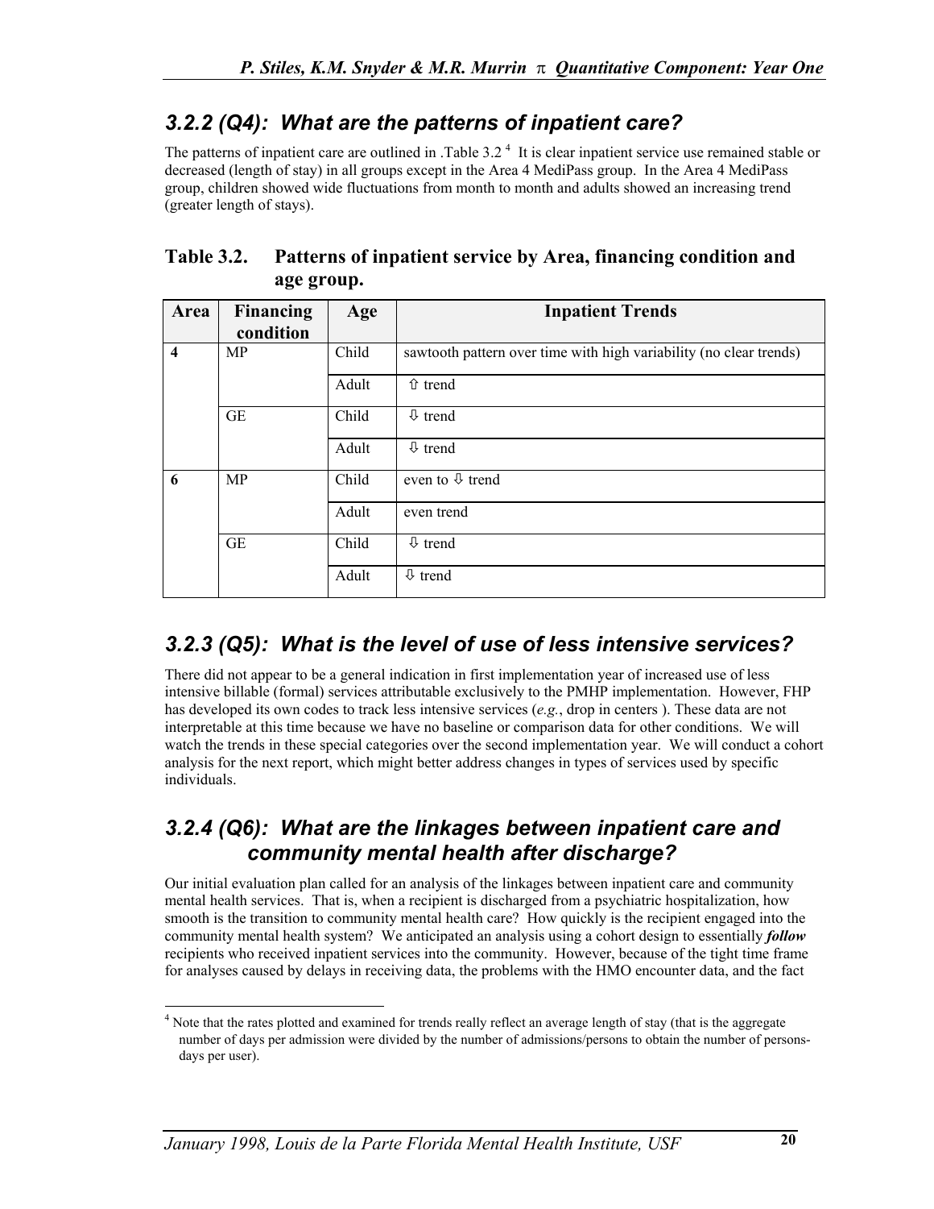### 3.2.2 (Q4): What are the patterns of inpatient care?

The patterns of inpatient care are outlined in .Table 3.2 [4] It is clear inpatient service use remained stable or decreased (length of stay) in all groups except in the Area 4 MediPass group. In the Area 4 MediPass group, children showed wide fluctuations from month to month and adults showed an increasing trend (greater length of stays).

**Table 3.2. Patterns of inpatient service by Area, financing condition and age group.**

| Area | Financing condition | Age | Inpatient Trends |
|---|---|---|---|
| **4** | MP | Child | sawtooth pattern over time with high variability (no clear trends) |
| | | Adult | ⇧ trend |
| | GE | Child | ⇩ trend |
| | | Adult | ⇩ trend |
| **6** | MP | Child | even to ⇩ trend |
| | | Adult | even trend |
| | GE | Child | ⇩ trend |
| | | Adult | ⇩ trend |

### 3.2.3 (Q5): What is the level of use of less intensive services?

There did not appear to be a general indication in first implementation year of increased use of less intensive billable (formal) services attributable exclusively to the PMHP implementation. However, FHP has developed its own codes to track less intensive services (*e.g.*, drop in centers ). These data are not interpretable at this time because we have no baseline or comparison data for other conditions. We will watch the trends in these special categories over the second implementation year. We will conduct a cohort analysis for the next report, which might better address changes in types of services used by specific individuals.

### 3.2.4 (Q6): What are the linkages between inpatient care and community mental health after discharge?

Our initial evaluation plan called for an analysis of the linkages between inpatient care and community mental health services. That is, when a recipient is discharged from a psychiatric hospitalization, how smooth is the transition to community mental health care? How quickly is the recipient engaged into the community mental health system? We anticipated an analysis using a cohort design to essentially ***follow*** recipients who received inpatient services into the community. However, because of the tight time frame for analyses caused by delays in receiving data, the problems with the HMO encounter data, and the fact

[4] Note that the rates plotted and examined for trends really reflect an average length of stay (that is the aggregate number of days per admission were divided by the number of admissions/persons to obtain the number of persons-days per user).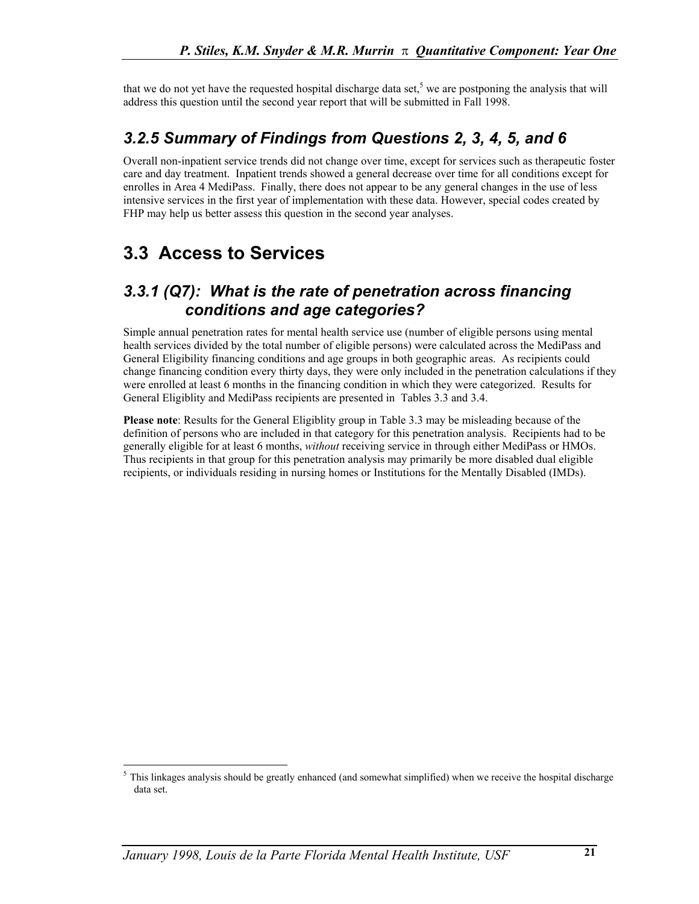that we do not yet have the requested hospital discharge data set,[5] we are postponing the analysis that will address this question until the second year report that will be submitted in Fall 1998.

### *3.2.5 Summary of Findings from Questions 2, 3, 4, 5, and 6*

Overall non-inpatient service trends did not change over time, except for services such as therapeutic foster care and day treatment. Inpatient trends showed a general decrease over time for all conditions except for enrolles in Area 4 MediPass. Finally, there does not appear to be any general changes in the use of less intensive services in the first year of implementation with these data. However, special codes created by FHP may help us better assess this question in the second year analyses.

## 3.3 Access to Services

### *3.3.1 (Q7): What is the rate of penetration across financing conditions and age categories?*

Simple annual penetration rates for mental health service use (number of eligible persons using mental health services divided by the total number of eligible persons) were calculated across the MediPass and General Eligibility financing conditions and age groups in both geographic areas. As recipients could change financing condition every thirty days, they were only included in the penetration calculations if they were enrolled at least 6 months in the financing condition in which they were categorized. Results for General Eligiblity and MediPass recipients are presented in Tables 3.3 and 3.4.

**Please note**: Results for the General Eligiblity group in Table 3.3 may be misleading because of the definition of persons who are included in that category for this penetration analysis. Recipients had to be generally eligible for at least 6 months, *without* receiving service in through either MediPass or HMOs. Thus recipients in that group for this penetration analysis may primarily be more disabled dual eligible recipients, or individuals residing in nursing homes or Institutions for the Mentally Disabled (IMDs).

---

[5] This linkages analysis should be greatly enhanced (and somewhat simplified) when we receive the hospital discharge data set.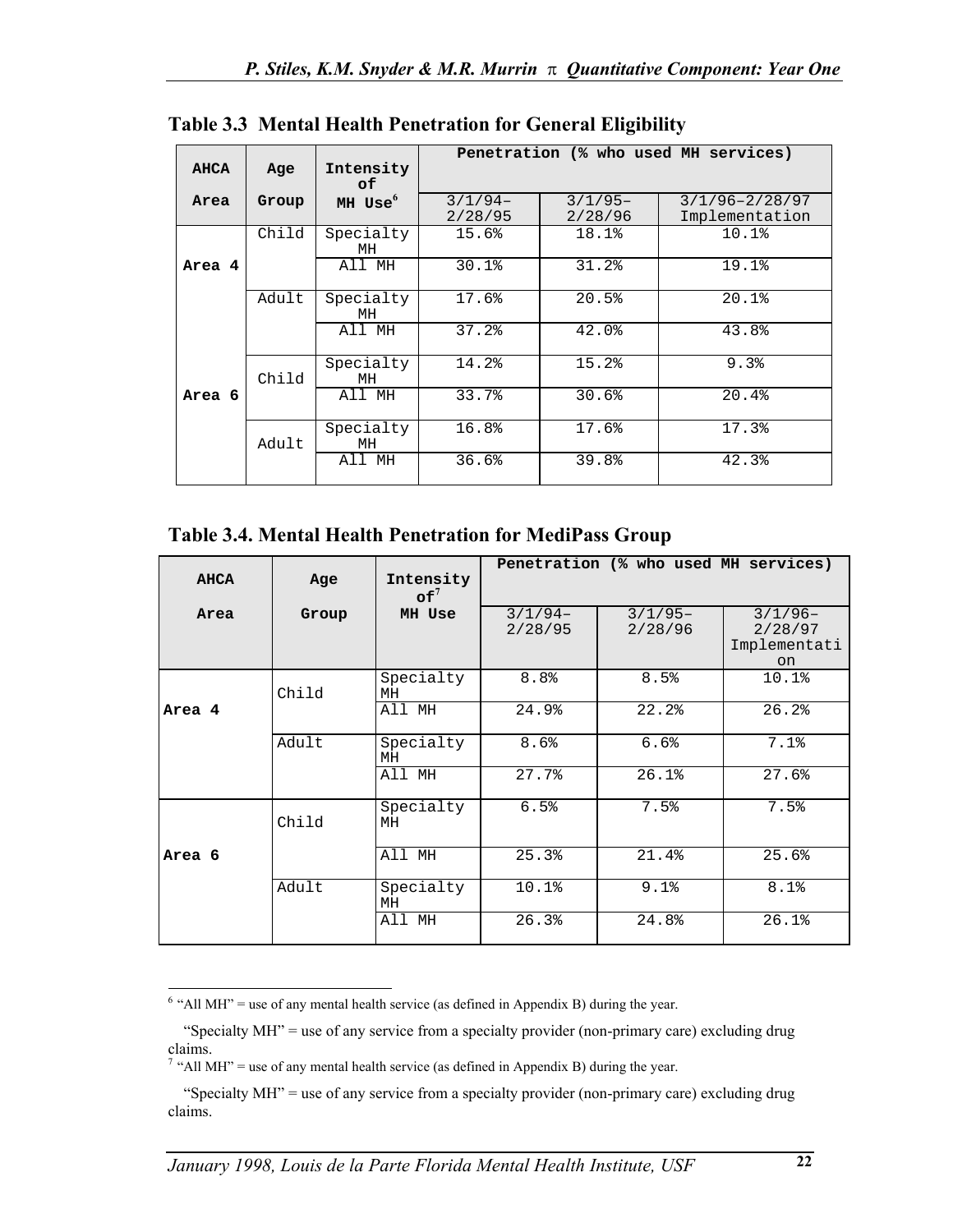**Table 3.3 Mental Health Penetration for General Eligibility**

| AHCA Area | Age Group | Intensity of MH Use[6] | Penetration (% who used MH services) | | |
|---|---|---|---|---|---|
| | | | 3/1/94–2/28/95 | 3/1/95–2/28/96 | 3/1/96–2/28/97 Implementation |
| Area 4 | Child | Specialty MH | 15.6% | 18.1% | 10.1% |
| | | All MH | 30.1% | 31.2% | 19.1% |
| | Adult | Specialty MH | 17.6% | 20.5% | 20.1% |
| | | All MH | 37.2% | 42.0% | 43.8% |
| Area 6 | Child | Specialty MH | 14.2% | 15.2% | 9.3% |
| | | All MH | 33.7% | 30.6% | 20.4% |
| | Adult | Specialty MH | 16.8% | 17.6% | 17.3% |
| | | All MH | 36.6% | 39.8% | 42.3% |

**Table 3.4. Mental Health Penetration for MediPass Group**

| AHCA Area | Age Group | Intensity of[7] MH Use | Penetration (% who used MH services) | | |
|---|---|---|---|---|---|
| | | | 3/1/94–2/28/95 | 3/1/95–2/28/96 | 3/1/96–2/28/97 Implementation |
| Area 4 | Child | Specialty MH | 8.8% | 8.5% | 10.1% |
| | | All MH | 24.9% | 22.2% | 26.2% |
| | Adult | Specialty MH | 8.6% | 6.6% | 7.1% |
| | | All MH | 27.7% | 26.1% | 27.6% |
| Area 6 | Child | Specialty MH | 6.5% | 7.5% | 7.5% |
| | | All MH | 25.3% | 21.4% | 25.6% |
| | Adult | Specialty MH | 10.1% | 9.1% | 8.1% |
| | | All MH | 26.3% | 24.8% | 26.1% |

[6] "All MH" = use of any mental health service (as defined in Appendix B) during the year.

"Specialty MH" = use of any service from a specialty provider (non-primary care) excluding drug claims.

[7] "All MH" = use of any mental health service (as defined in Appendix B) during the year.

"Specialty MH" = use of any service from a specialty provider (non-primary care) excluding drug claims.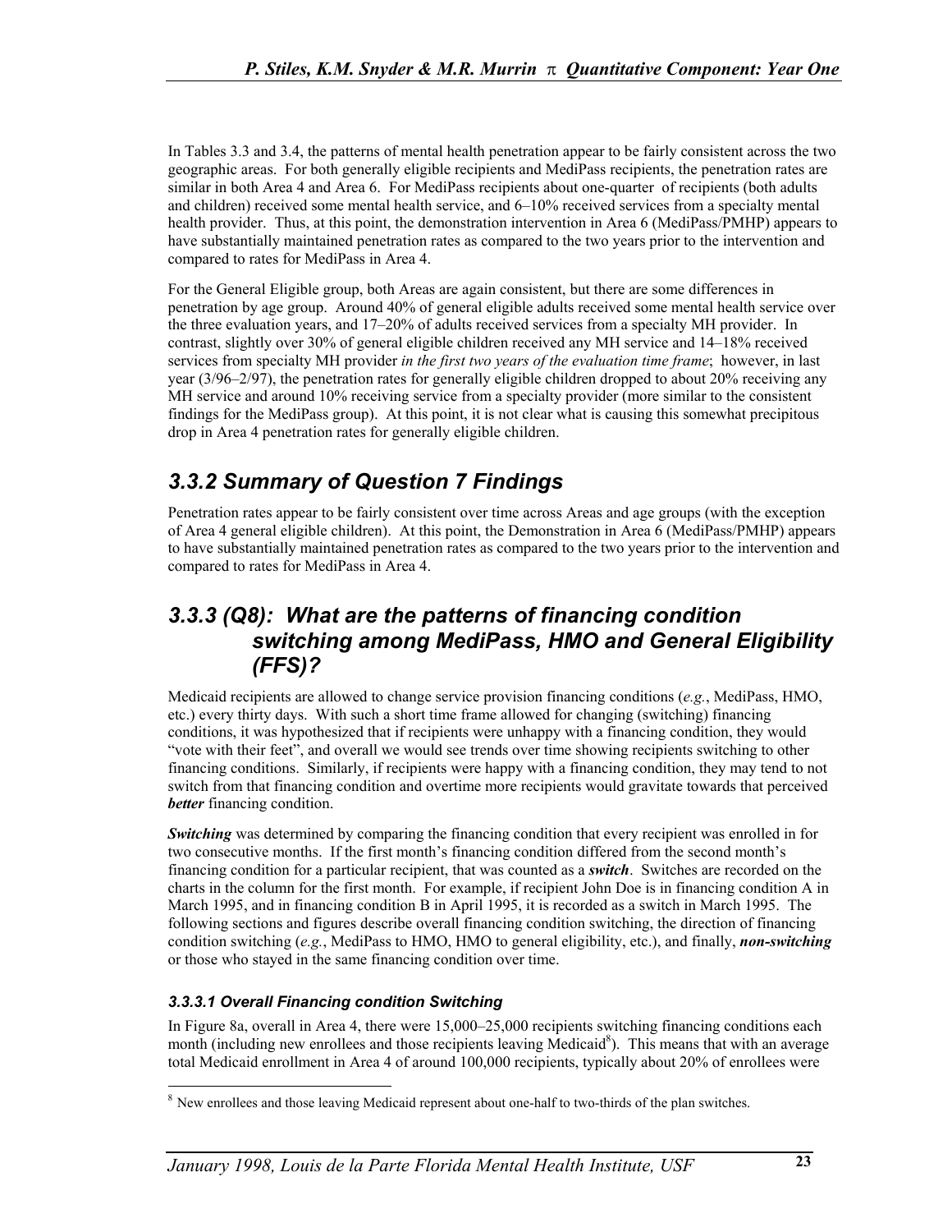In Tables 3.3 and 3.4, the patterns of mental health penetration appear to be fairly consistent across the two geographic areas. For both generally eligible recipients and MediPass recipients, the penetration rates are similar in both Area 4 and Area 6. For MediPass recipients about one-quarter of recipients (both adults and children) received some mental health service, and 6–10% received services from a specialty mental health provider. Thus, at this point, the demonstration intervention in Area 6 (MediPass/PMHP) appears to have substantially maintained penetration rates as compared to the two years prior to the intervention and compared to rates for MediPass in Area 4.

For the General Eligible group, both Areas are again consistent, but there are some differences in penetration by age group. Around 40% of general eligible adults received some mental health service over the three evaluation years, and 17–20% of adults received services from a specialty MH provider. In contrast, slightly over 30% of general eligible children received any MH service and 14–18% received services from specialty MH provider *in the first two years of the evaluation time frame*; however, in last year (3/96–2/97), the penetration rates for generally eligible children dropped to about 20% receiving any MH service and around 10% receiving service from a specialty provider (more similar to the consistent findings for the MediPass group). At this point, it is not clear what is causing this somewhat precipitous drop in Area 4 penetration rates for generally eligible children.

## 3.3.2 Summary of Question 7 Findings

Penetration rates appear to be fairly consistent over time across Areas and age groups (with the exception of Area 4 general eligible children). At this point, the Demonstration in Area 6 (MediPass/PMHP) appears to have substantially maintained penetration rates as compared to the two years prior to the intervention and compared to rates for MediPass in Area 4.

## 3.3.3 (Q8): What are the patterns of financing condition switching among MediPass, HMO and General Eligibility (FFS)?

Medicaid recipients are allowed to change service provision financing conditions (*e.g.*, MediPass, HMO, etc.) every thirty days. With such a short time frame allowed for changing (switching) financing conditions, it was hypothesized that if recipients were unhappy with a financing condition, they would "vote with their feet", and overall we would see trends over time showing recipients switching to other financing conditions. Similarly, if recipients were happy with a financing condition, they may tend to not switch from that financing condition and overtime more recipients would gravitate towards that perceived ***better*** financing condition.

***Switching*** was determined by comparing the financing condition that every recipient was enrolled in for two consecutive months. If the first month's financing condition differed from the second month's financing condition for a particular recipient, that was counted as a ***switch***. Switches are recorded on the charts in the column for the first month. For example, if recipient John Doe is in financing condition A in March 1995, and in financing condition B in April 1995, it is recorded as a switch in March 1995. The following sections and figures describe overall financing condition switching, the direction of financing condition switching (*e.g.*, MediPass to HMO, HMO to general eligibility, etc.), and finally, ***non-switching*** or those who stayed in the same financing condition over time.

### 3.3.3.1 Overall Financing condition Switching

In Figure 8a, overall in Area 4, there were 15,000–25,000 recipients switching financing conditions each month (including new enrollees and those recipients leaving Medicaid[8]). This means that with an average total Medicaid enrollment in Area 4 of around 100,000 recipients, typically about 20% of enrollees were

[8] New enrollees and those leaving Medicaid represent about one-half to two-thirds of the plan switches.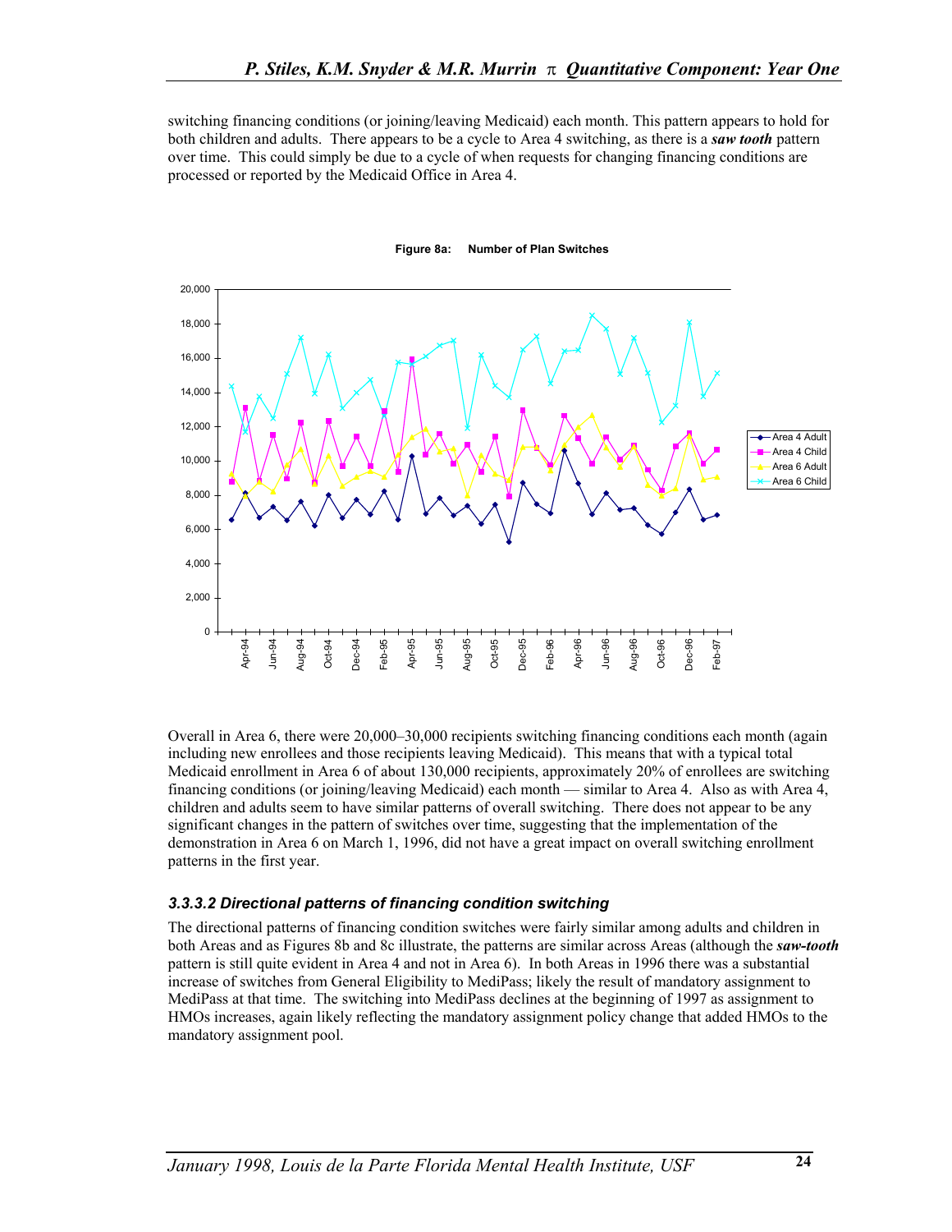switching financing conditions (or joining/leaving Medicaid) each month. This pattern appears to hold for both children and adults. There appears to be a cycle to Area 4 switching, as there is a ***saw tooth*** pattern over time. This could simply be due to a cycle of when requests for changing financing conditions are processed or reported by the Medicaid Office in Area 4.

**Figure 8a: Number of Plan Switches**

Overall in Area 6, there were 20,000–30,000 recipients switching financing conditions each month (again including new enrollees and those recipients leaving Medicaid). This means that with a typical total Medicaid enrollment in Area 6 of about 130,000 recipients, approximately 20% of enrollees are switching financing conditions (or joining/leaving Medicaid) each month — similar to Area 4. Also as with Area 4, children and adults seem to have similar patterns of overall switching. There does not appear to be any significant changes in the pattern of switches over time, suggesting that the implementation of the demonstration in Area 6 on March 1, 1996, did not have a great impact on overall switching enrollment patterns in the first year.

### *3.3.3.2 Directional patterns of financing condition switching*

The directional patterns of financing condition switches were fairly similar among adults and children in both Areas and as Figures 8b and 8c illustrate, the patterns are similar across Areas (although the ***saw-tooth*** pattern is still quite evident in Area 4 and not in Area 6). In both Areas in 1996 there was a substantial increase of switches from General Eligibility to MediPass; likely the result of mandatory assignment to MediPass at that time. The switching into MediPass declines at the beginning of 1997 as assignment to HMOs increases, again likely reflecting the mandatory assignment policy change that added HMOs to the mandatory assignment pool.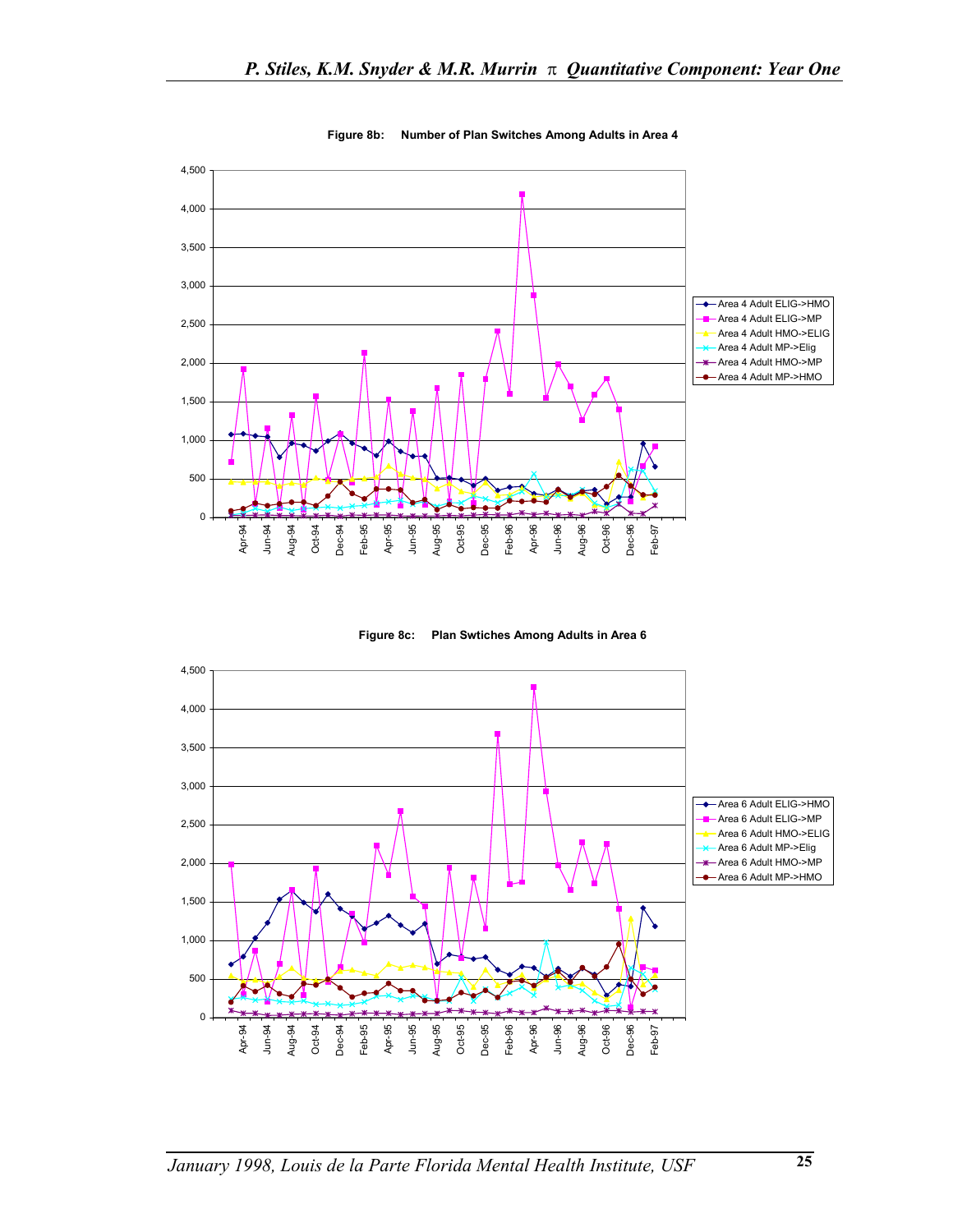**Figure 8b: Number of Plan Switches Among Adults in Area 4**

**Figure 8c: Plan Swtiches Among Adults in Area 6**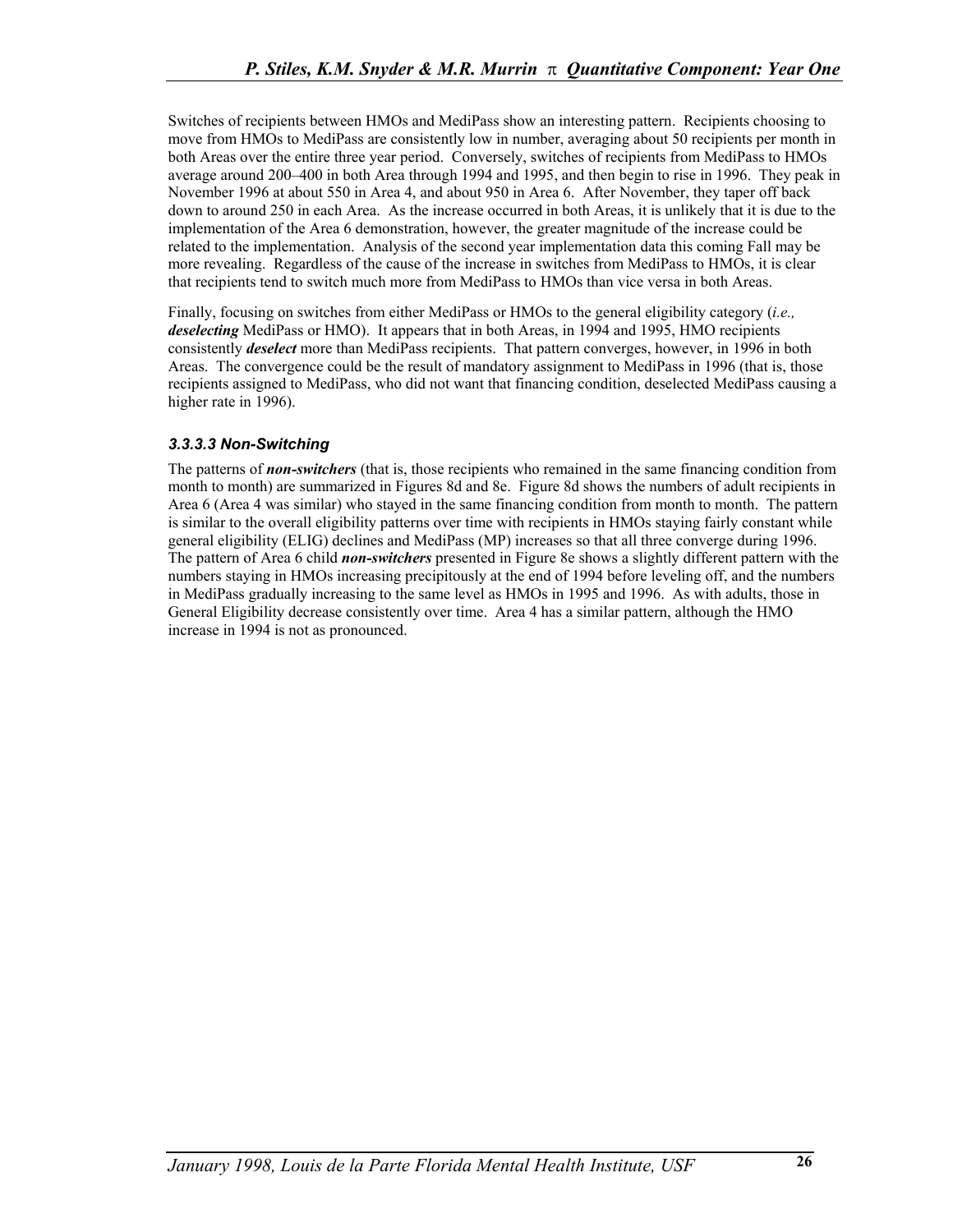Switches of recipients between HMOs and MediPass show an interesting pattern. Recipients choosing to move from HMOs to MediPass are consistently low in number, averaging about 50 recipients per month in both Areas over the entire three year period. Conversely, switches of recipients from MediPass to HMOs average around 200–400 in both Area through 1994 and 1995, and then begin to rise in 1996. They peak in November 1996 at about 550 in Area 4, and about 950 in Area 6. After November, they taper off back down to around 250 in each Area. As the increase occurred in both Areas, it is unlikely that it is due to the implementation of the Area 6 demonstration, however, the greater magnitude of the increase could be related to the implementation. Analysis of the second year implementation data this coming Fall may be more revealing. Regardless of the cause of the increase in switches from MediPass to HMOs, it is clear that recipients tend to switch much more from MediPass to HMOs than vice versa in both Areas.

Finally, focusing on switches from either MediPass or HMOs to the general eligibility category (*i.e.,* ***deselecting*** MediPass or HMO). It appears that in both Areas, in 1994 and 1995, HMO recipients consistently ***deselect*** more than MediPass recipients. That pattern converges, however, in 1996 in both Areas. The convergence could be the result of mandatory assignment to MediPass in 1996 (that is, those recipients assigned to MediPass, who did not want that financing condition, deselected MediPass causing a higher rate in 1996).

#### *3.3.3.3 Non-Switching*

The patterns of ***non-switchers*** (that is, those recipients who remained in the same financing condition from month to month) are summarized in Figures 8d and 8e. Figure 8d shows the numbers of adult recipients in Area 6 (Area 4 was similar) who stayed in the same financing condition from month to month. The pattern is similar to the overall eligibility patterns over time with recipients in HMOs staying fairly constant while general eligibility (ELIG) declines and MediPass (MP) increases so that all three converge during 1996. The pattern of Area 6 child ***non-switchers*** presented in Figure 8e shows a slightly different pattern with the numbers staying in HMOs increasing precipitously at the end of 1994 before leveling off, and the numbers in MediPass gradually increasing to the same level as HMOs in 1995 and 1996. As with adults, those in General Eligibility decrease consistently over time. Area 4 has a similar pattern, although the HMO increase in 1994 is not as pronounced.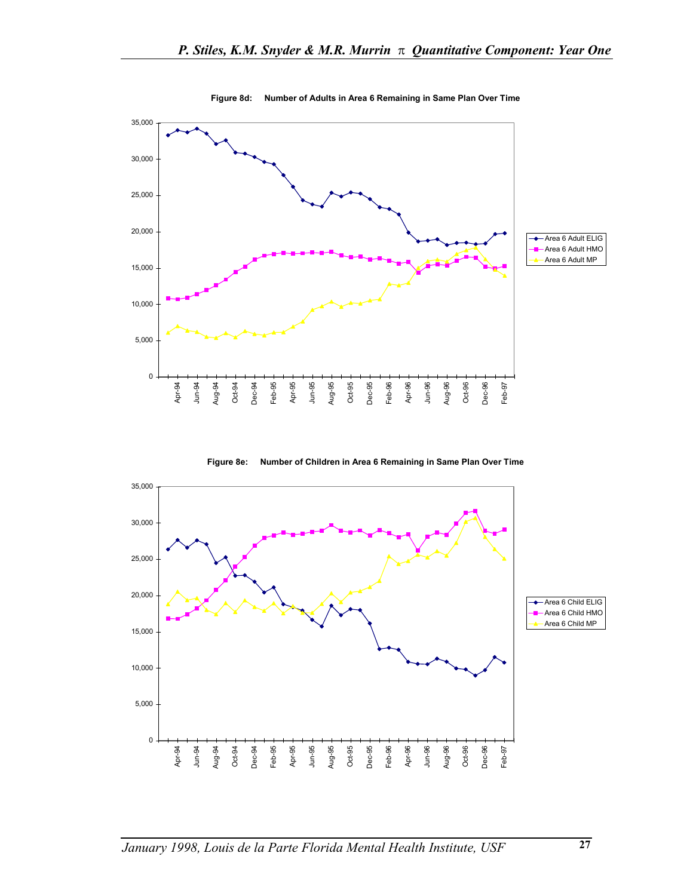**Figure 8d: Number of Adults in Area 6 Remaining in Same Plan Over Time**

**Figure 8e: Number of Children in Area 6 Remaining in Same Plan Over Time**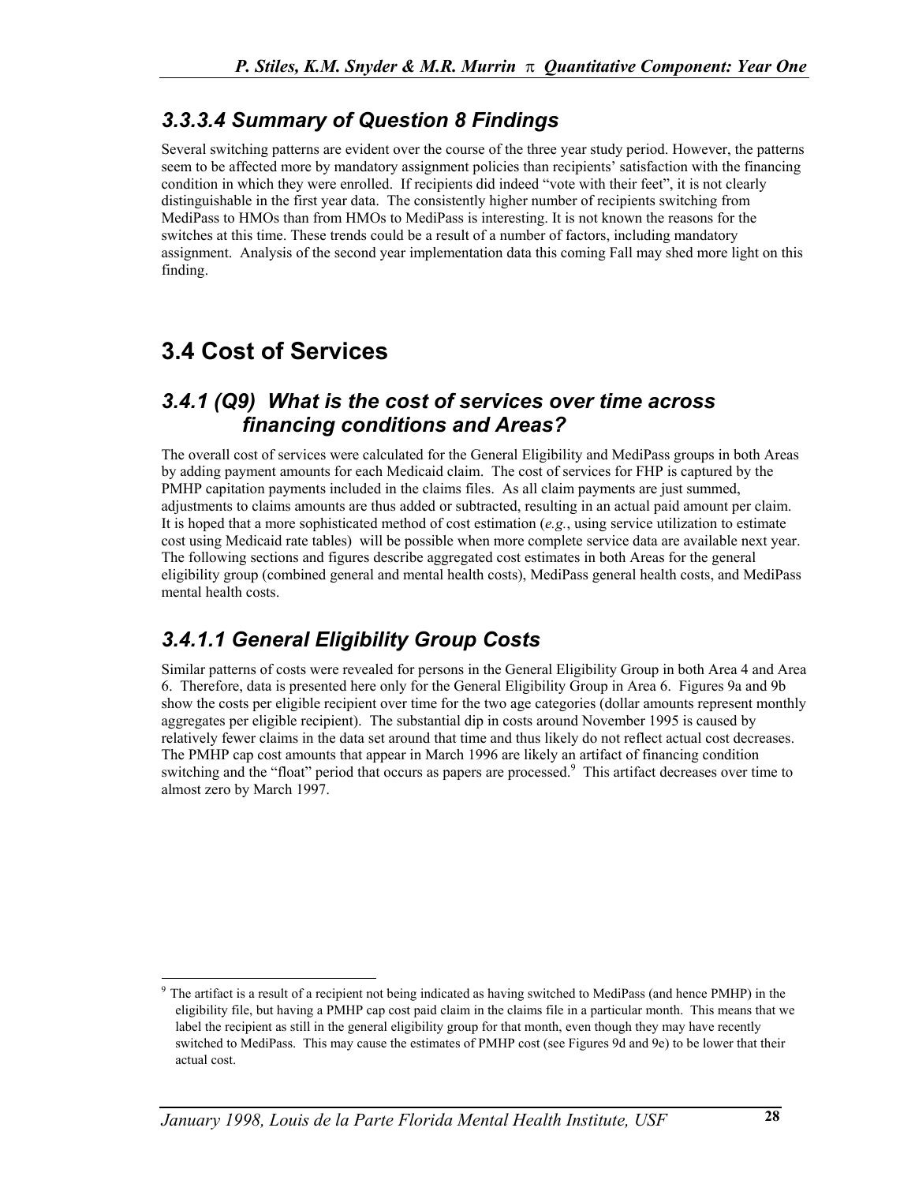### *3.3.3.4 Summary of Question 8 Findings*

Several switching patterns are evident over the course of the three year study period. However, the patterns seem to be affected more by mandatory assignment policies than recipients' satisfaction with the financing condition in which they were enrolled. If recipients did indeed "vote with their feet", it is not clearly distinguishable in the first year data. The consistently higher number of recipients switching from MediPass to HMOs than from HMOs to MediPass is interesting. It is not known the reasons for the switches at this time. These trends could be a result of a number of factors, including mandatory assignment. Analysis of the second year implementation data this coming Fall may shed more light on this finding.

## 3.4 Cost of Services

### *3.4.1 (Q9) What is the cost of services over time across financing conditions and Areas?*

The overall cost of services were calculated for the General Eligibility and MediPass groups in both Areas by adding payment amounts for each Medicaid claim. The cost of services for FHP is captured by the PMHP capitation payments included in the claims files. As all claim payments are just summed, adjustments to claims amounts are thus added or subtracted, resulting in an actual paid amount per claim. It is hoped that a more sophisticated method of cost estimation (*e.g.*, using service utilization to estimate cost using Medicaid rate tables) will be possible when more complete service data are available next year. The following sections and figures describe aggregated cost estimates in both Areas for the general eligibility group (combined general and mental health costs), MediPass general health costs, and MediPass mental health costs.

### *3.4.1.1 General Eligibility Group Costs*

Similar patterns of costs were revealed for persons in the General Eligibility Group in both Area 4 and Area 6. Therefore, data is presented here only for the General Eligibility Group in Area 6. Figures 9a and 9b show the costs per eligible recipient over time for the two age categories (dollar amounts represent monthly aggregates per eligible recipient). The substantial dip in costs around November 1995 is caused by relatively fewer claims in the data set around that time and thus likely do not reflect actual cost decreases. The PMHP cap cost amounts that appear in March 1996 are likely an artifact of financing condition switching and the "float" period that occurs as papers are processed.[9] This artifact decreases over time to almost zero by March 1997.

[9] The artifact is a result of a recipient not being indicated as having switched to MediPass (and hence PMHP) in the eligibility file, but having a PMHP cap cost paid claim in the claims file in a particular month. This means that we label the recipient as still in the general eligibility group for that month, even though they may have recently switched to MediPass. This may cause the estimates of PMHP cost (see Figures 9d and 9e) to be lower that their actual cost.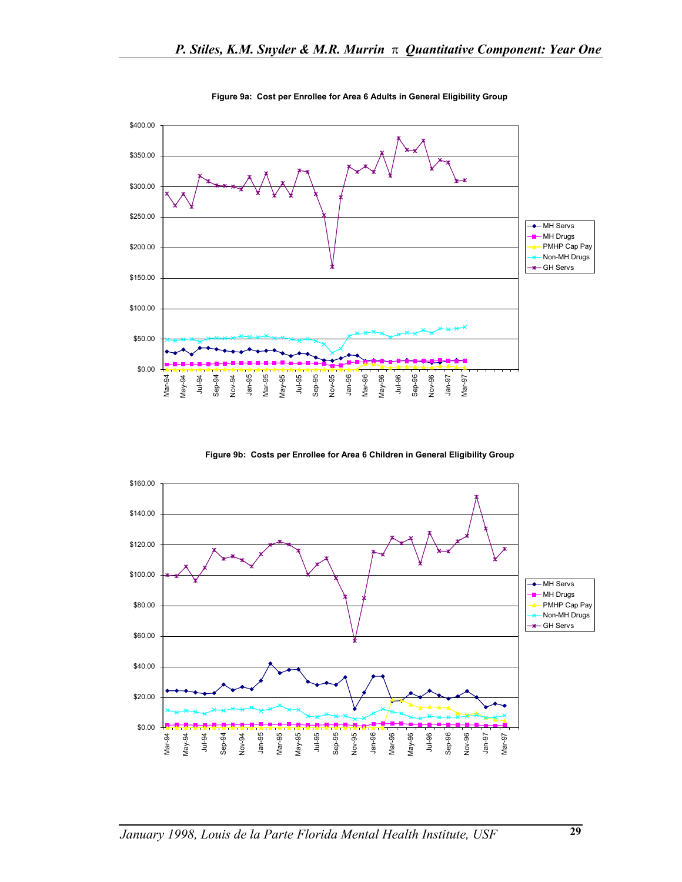**Figure 9a: Cost per Enrollee for Area 6 Adults in General Eligibility Group**

**Figure 9b: Costs per Enrollee for Area 6 Children in General Eligibility Group**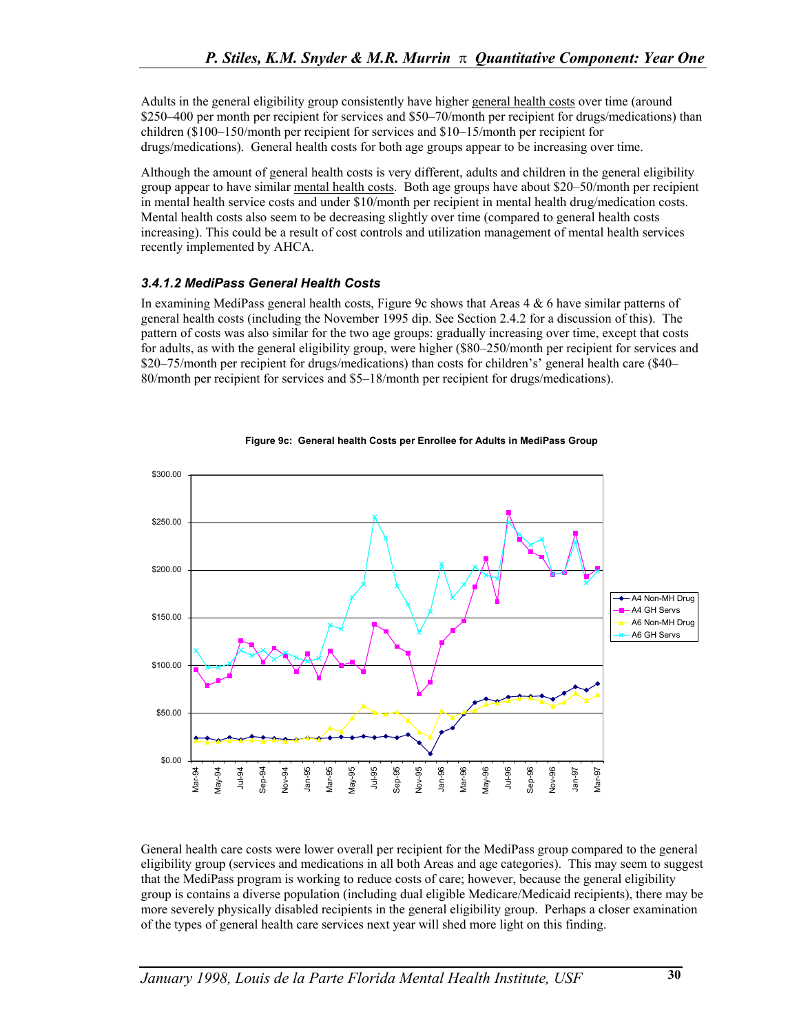Adults in the general eligibility group consistently have higher general health costs over time (around $250–400 per month per recipient for services and $50–70/month per recipient for drugs/medications) than children ($100–150/month per recipient for services and $10–15/month per recipient for drugs/medications). General health costs for both age groups appear to be increasing over time.

Although the amount of general health costs is very different, adults and children in the general eligibility group appear to have similar mental health costs. Both age groups have about $20–50/month per recipient in mental health service costs and under $10/month per recipient in mental health drug/medication costs. Mental health costs also seem to be decreasing slightly over time (compared to general health costs increasing). This could be a result of cost controls and utilization management of mental health services recently implemented by AHCA.

### 3.4.1.2 MediPass General Health Costs

In examining MediPass general health costs, Figure 9c shows that Areas 4 & 6 have similar patterns of general health costs (including the November 1995 dip. See Section 2.4.2 for a discussion of this). The pattern of costs was also similar for the two age groups: gradually increasing over time, except that costs for adults, as with the general eligibility group, were higher ($80–250/month per recipient for services and $20–75/month per recipient for drugs/medications) than costs for children's' general health care ($40–80/month per recipient for services and $5–18/month per recipient for drugs/medications).

**Figure 9c: General health Costs per Enrollee for Adults in MediPass Group**

General health care costs were lower overall per recipient for the MediPass group compared to the general eligibility group (services and medications in all both Areas and age categories). This may seem to suggest that the MediPass program is working to reduce costs of care; however, because the general eligibility group is contains a diverse population (including dual eligible Medicare/Medicaid recipients), there may be more severely physically disabled recipients in the general eligibility group. Perhaps a closer examination of the types of general health care services next year will shed more light on this finding.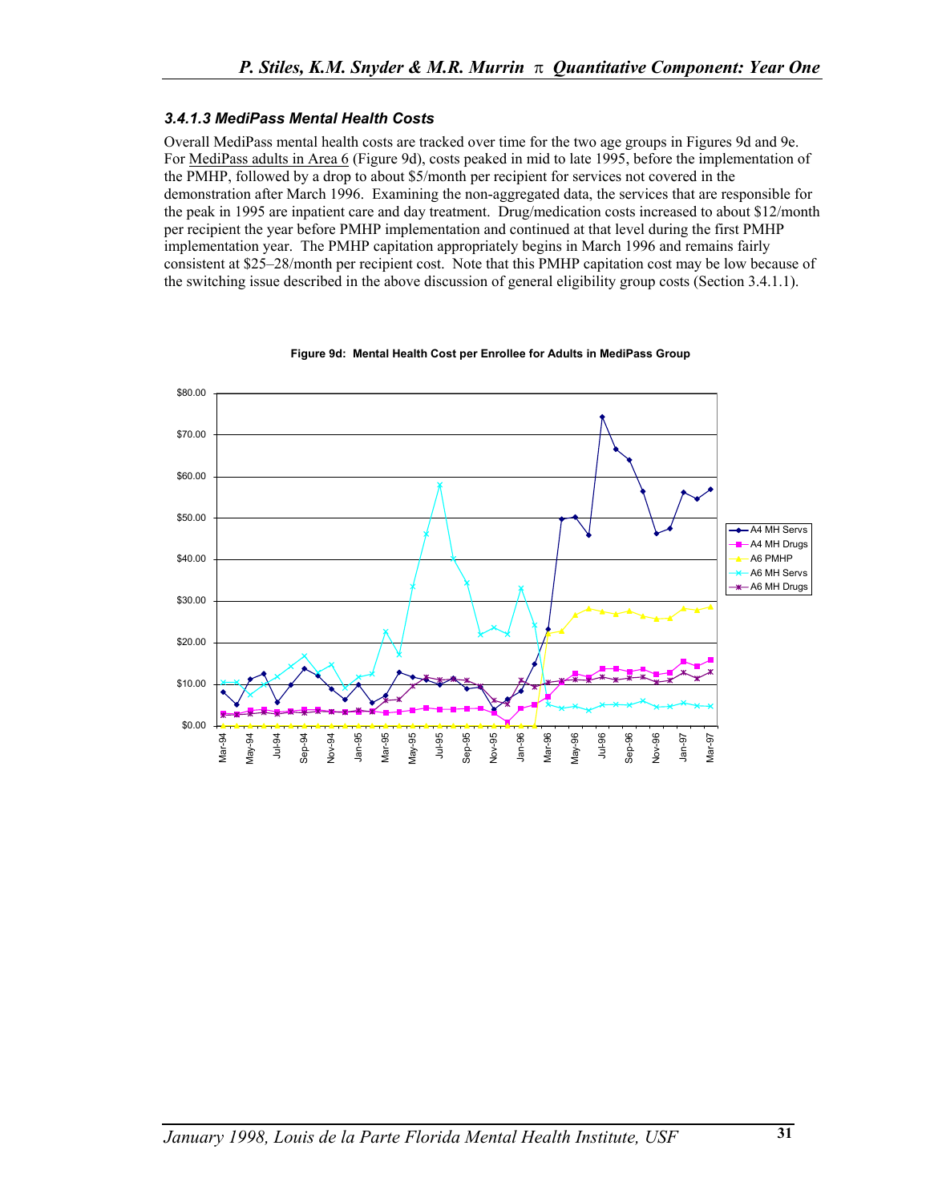#### 3.4.1.3 MediPass Mental Health Costs

Overall MediPass mental health costs are tracked over time for the two age groups in Figures 9d and 9e. For MediPass adults in Area 6 (Figure 9d), costs peaked in mid to late 1995, before the implementation of the PMHP, followed by a drop to about $5/month per recipient for services not covered in the demonstration after March 1996. Examining the non-aggregated data, the services that are responsible for the peak in 1995 are inpatient care and day treatment. Drug/medication costs increased to about $12/month per recipient the year before PMHP implementation and continued at that level during the first PMHP implementation year. The PMHP capitation appropriately begins in March 1996 and remains fairly consistent at $25–28/month per recipient cost. Note that this PMHP capitation cost may be low because of the switching issue described in the above discussion of general eligibility group costs (Section 3.4.1.1).

**Figure 9d: Mental Health Cost per Enrollee for Adults in MediPass Group**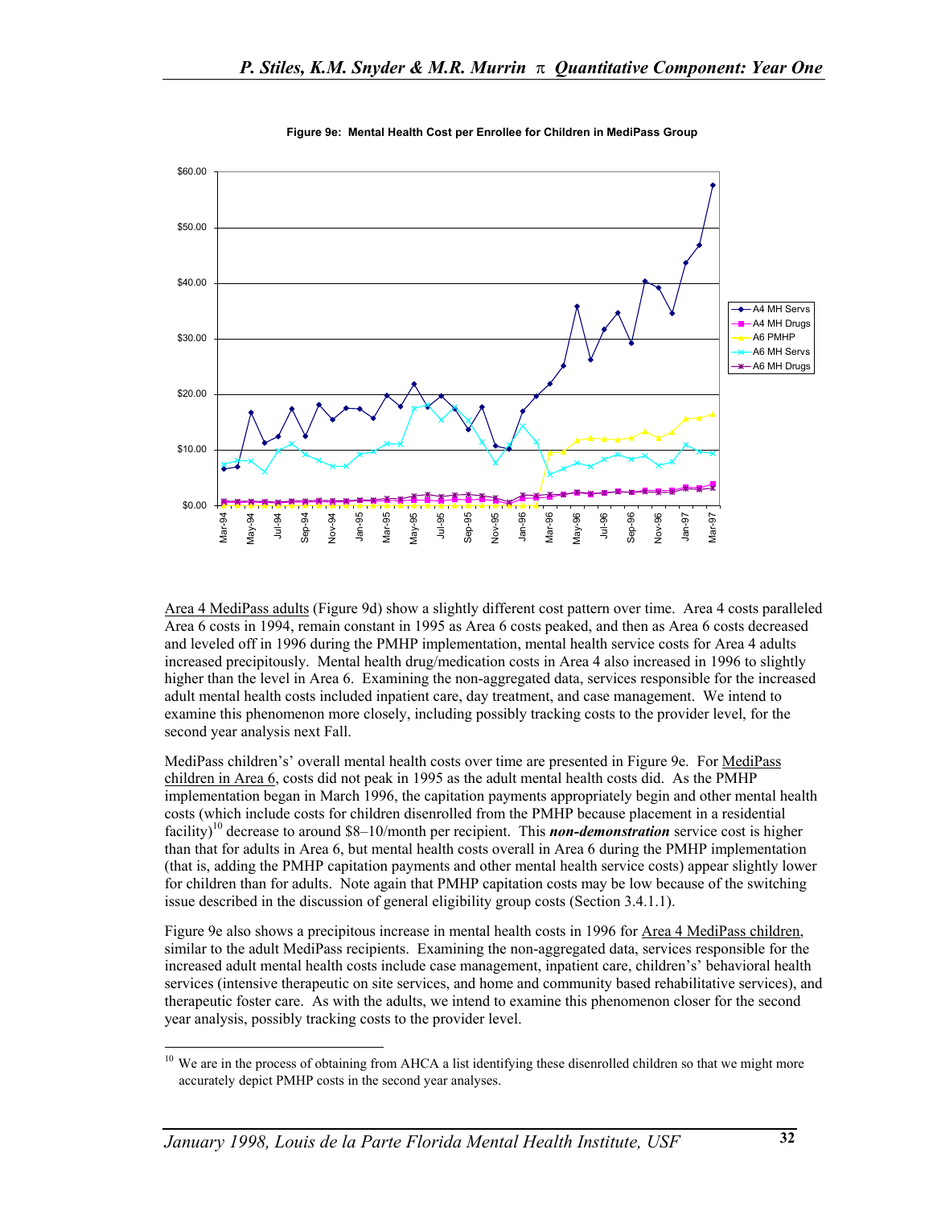**Figure 9e: Mental Health Cost per Enrollee for Children in MediPass Group**

<u>Area 4 MediPass adults</u> (Figure 9d) show a slightly different cost pattern over time. Area 4 costs paralleled Area 6 costs in 1994, remain constant in 1995 as Area 6 costs peaked, and then as Area 6 costs decreased and leveled off in 1996 during the PMHP implementation, mental health service costs for Area 4 adults increased precipitously. Mental health drug/medication costs in Area 4 also increased in 1996 to slightly higher than the level in Area 6. Examining the non-aggregated data, services responsible for the increased adult mental health costs included inpatient care, day treatment, and case management. We intend to examine this phenomenon more closely, including possibly tracking costs to the provider level, for the second year analysis next Fall.

MediPass childrens' overall mental health costs over time are presented in Figure 9e. For <u>MediPass children in Area 6</u>, costs did not peak in 1995 as the adult mental health costs did. As the PMHP implementation began in March 1996, the capitation payments appropriately begin and other mental health costs (which include costs for children disenrolled from the PMHP because placement in a residential facility)[10] decrease to around $8–10/month per recipient. This ***non-demonstration*** service cost is higher than that for adults in Area 6, but mental health costs overall in Area 6 during the PMHP implementation (that is, adding the PMHP capitation payments and other mental health service costs) appear slightly lower for children than for adults. Note again that PMHP capitation costs may be low because of the switching issue described in the discussion of general eligibility group costs (Section 3.4.1.1).

Figure 9e also shows a precipitous increase in mental health costs in 1996 for <u>Area 4 MediPass children</u>, similar to the adult MediPass recipients. Examining the non-aggregated data, services responsible for the increased adult mental health costs include case management, inpatient care, children's' behavioral health services (intensive therapeutic on site services, and home and community based rehabilitative services), and therapeutic foster care. As with the adults, we intend to examine this phenomenon closer for the second year analysis, possibly tracking costs to the provider level.

---

[10] We are in the process of obtaining from AHCA a list identifying these disenrolled children so that we might more accurately depict PMHP costs in the second year analyses.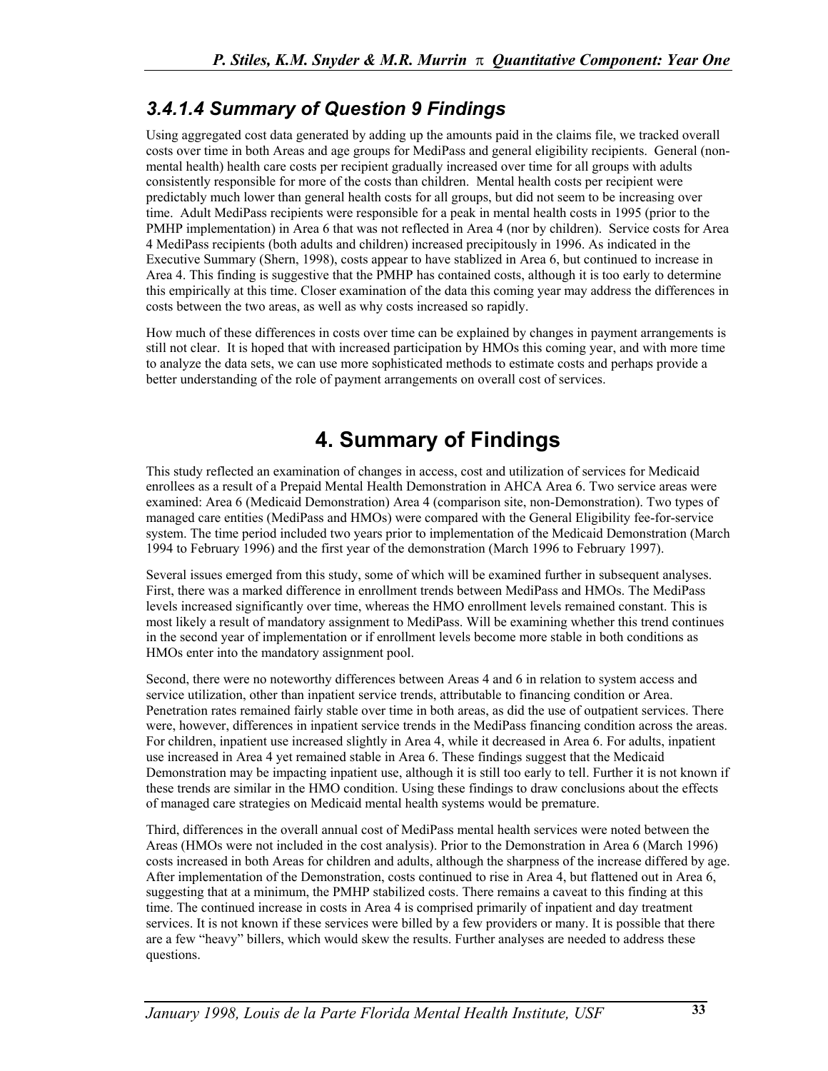### 3.4.1.4 Summary of Question 9 Findings

Using aggregated cost data generated by adding up the amounts paid in the claims file, we tracked overall costs over time in both Areas and age groups for MediPass and general eligibility recipients. General (non-mental health) health care costs per recipient gradually increased over time for all groups with adults consistently responsible for more of the costs than children. Mental health costs per recipient were predictably much lower than general health costs for all groups, but did not seem to be increasing over time. Adult MediPass recipients were responsible for a peak in mental health costs in 1995 (prior to the PMHP implementation) in Area 6 that was not reflected in Area 4 (nor by children). Service costs for Area 4 MediPass recipients (both adults and children) increased precipitously in 1996. As indicated in the Executive Summary (Shern, 1998), costs appear to have stablized in Area 6, but continued to increase in Area 4. This finding is suggestive that the PMHP has contained costs, although it is too early to determine this empirically at this time. Closer examination of the data this coming year may address the differences in costs between the two areas, as well as why costs increased so rapidly.

How much of these differences in costs over time can be explained by changes in payment arrangements is still not clear. It is hoped that with increased participation by HMOs this coming year, and with more time to analyze the data sets, we can use more sophisticated methods to estimate costs and perhaps provide a better understanding of the role of payment arrangements on overall cost of services.

# 4. Summary of Findings

This study reflected an examination of changes in access, cost and utilization of services for Medicaid enrollees as a result of a Prepaid Mental Health Demonstration in AHCA Area 6. Two service areas were examined: Area 6 (Medicaid Demonstration) Area 4 (comparison site, non-Demonstration). Two types of managed care entities (MediPass and HMOs) were compared with the General Eligibility fee-for-service system. The time period included two years prior to implementation of the Medicaid Demonstration (March 1994 to February 1996) and the first year of the demonstration (March 1996 to February 1997).

Several issues emerged from this study, some of which will be examined further in subsequent analyses. First, there was a marked difference in enrollment trends between MediPass and HMOs. The MediPass levels increased significantly over time, whereas the HMO enrollment levels remained constant. This is most likely a result of mandatory assignment to MediPass. Will be examining whether this trend continues in the second year of implementation or if enrollment levels become more stable in both conditions as HMOs enter into the mandatory assignment pool.

Second, there were no noteworthy differences between Areas 4 and 6 in relation to system access and service utilization, other than inpatient service trends, attributable to financing condition or Area. Penetration rates remained fairly stable over time in both areas, as did the use of outpatient services. There were, however, differences in inpatient service trends in the MediPass financing condition across the areas. For children, inpatient use increased slightly in Area 4, while it decreased in Area 6. For adults, inpatient use increased in Area 4 yet remained stable in Area 6. These findings suggest that the Medicaid Demonstration may be impacting inpatient use, although it is still too early to tell. Further it is not known if these trends are similar in the HMO condition. Using these findings to draw conclusions about the effects of managed care strategies on Medicaid mental health systems would be premature.

Third, differences in the overall annual cost of MediPass mental health services were noted between the Areas (HMOs were not included in the cost analysis). Prior to the Demonstration in Area 6 (March 1996) costs increased in both Areas for children and adults, although the sharpness of the increase differed by age. After implementation of the Demonstration, costs continued to rise in Area 4, but flattened out in Area 6, suggesting that at a minimum, the PMHP stabilized costs. There remains a caveat to this finding at this time. The continued increase in costs in Area 4 is comprised primarily of inpatient and day treatment services. It is not known if these services were billed by a few providers or many. It is possible that there are a few "heavy" billers, which would skew the results. Further analyses are needed to address these questions.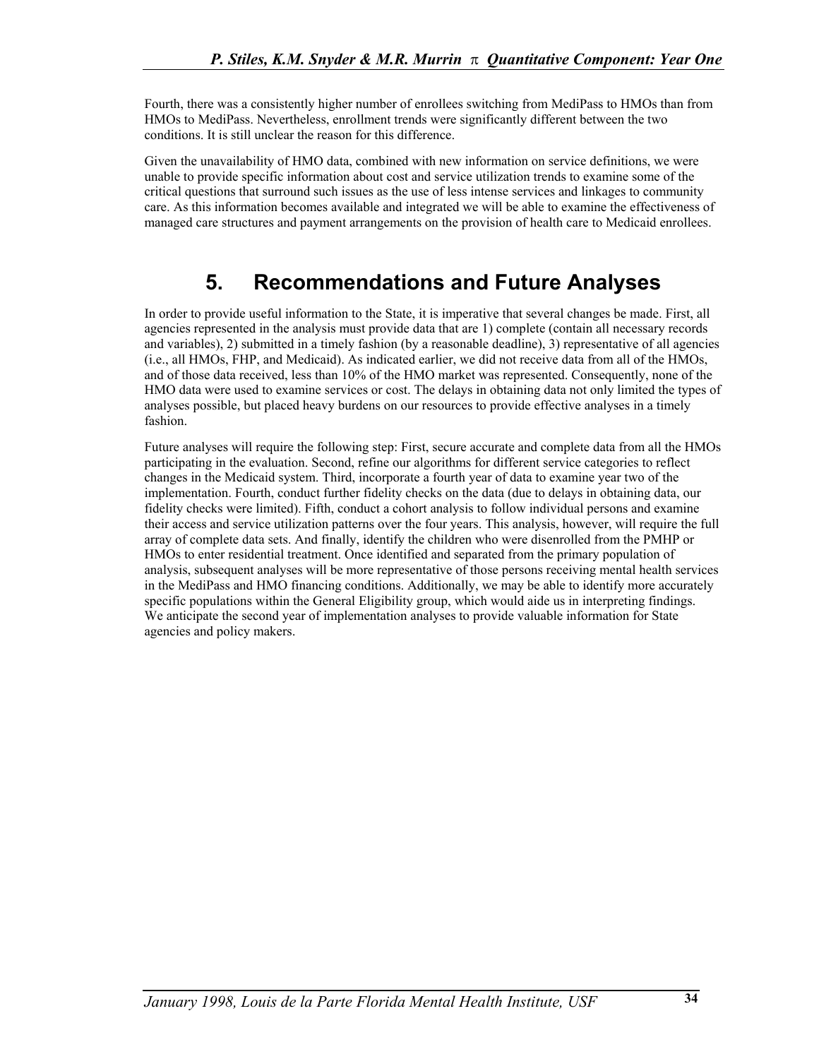Fourth, there was a consistently higher number of enrollees switching from MediPass to HMOs than from HMOs to MediPass. Nevertheless, enrollment trends were significantly different between the two conditions. It is still unclear the reason for this difference.

Given the unavailability of HMO data, combined with new information on service definitions, we were unable to provide specific information about cost and service utilization trends to examine some of the critical questions that surround such issues as the use of less intense services and linkages to community care. As this information becomes available and integrated we will be able to examine the effectiveness of managed care structures and payment arrangements on the provision of health care to Medicaid enrollees.

# 5. Recommendations and Future Analyses

In order to provide useful information to the State, it is imperative that several changes be made. First, all agencies represented in the analysis must provide data that are 1) complete (contain all necessary records and variables), 2) submitted in a timely fashion (by a reasonable deadline), 3) representative of all agencies (i.e., all HMOs, FHP, and Medicaid). As indicated earlier, we did not receive data from all of the HMOs, and of those data received, less than 10% of the HMO market was represented. Consequently, none of the HMO data were used to examine services or cost. The delays in obtaining data not only limited the types of analyses possible, but placed heavy burdens on our resources to provide effective analyses in a timely fashion.

Future analyses will require the following step: First, secure accurate and complete data from all the HMOs participating in the evaluation. Second, refine our algorithms for different service categories to reflect changes in the Medicaid system. Third, incorporate a fourth year of data to examine year two of the implementation. Fourth, conduct further fidelity checks on the data (due to delays in obtaining data, our fidelity checks were limited). Fifth, conduct a cohort analysis to follow individual persons and examine their access and service utilization patterns over the four years. This analysis, however, will require the full array of complete data sets. And finally, identify the children who were disenrolled from the PMHP or HMOs to enter residential treatment. Once identified and separated from the primary population of analysis, subsequent analyses will be more representative of those persons receiving mental health services in the MediPass and HMO financing conditions. Additionally, we may be able to identify more accurately specific populations within the General Eligibility group, which would aide us in interpreting findings. We anticipate the second year of implementation analyses to provide valuable information for State agencies and policy makers.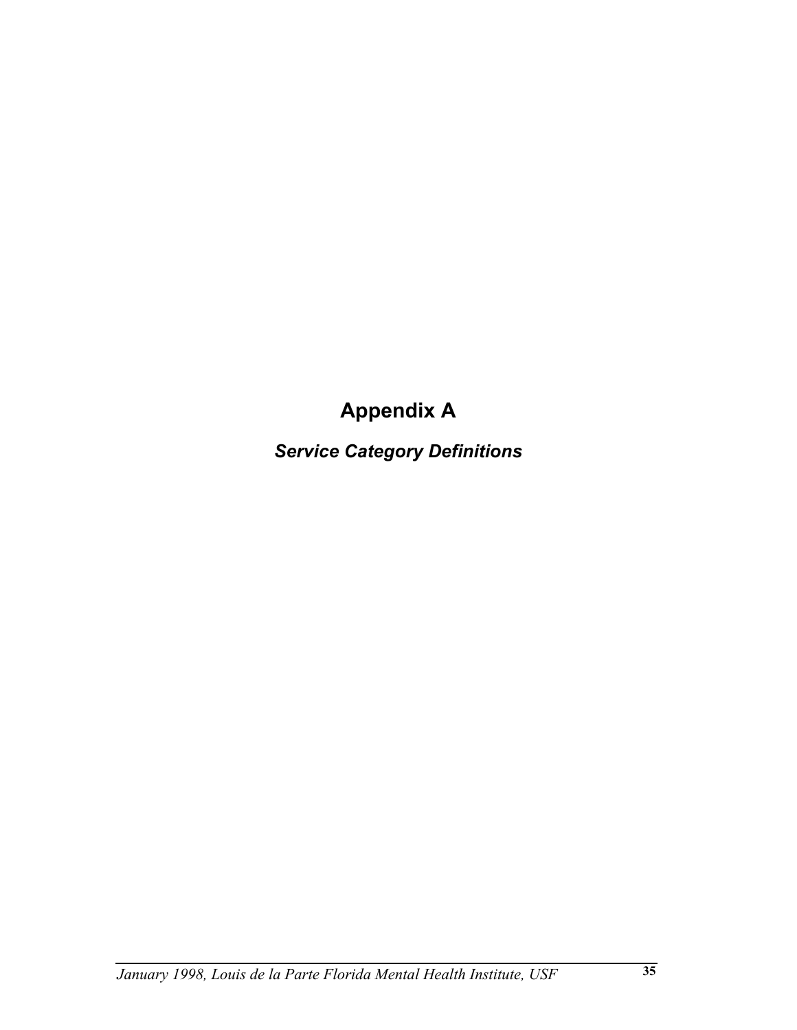# Appendix A

***Service Category Definitions***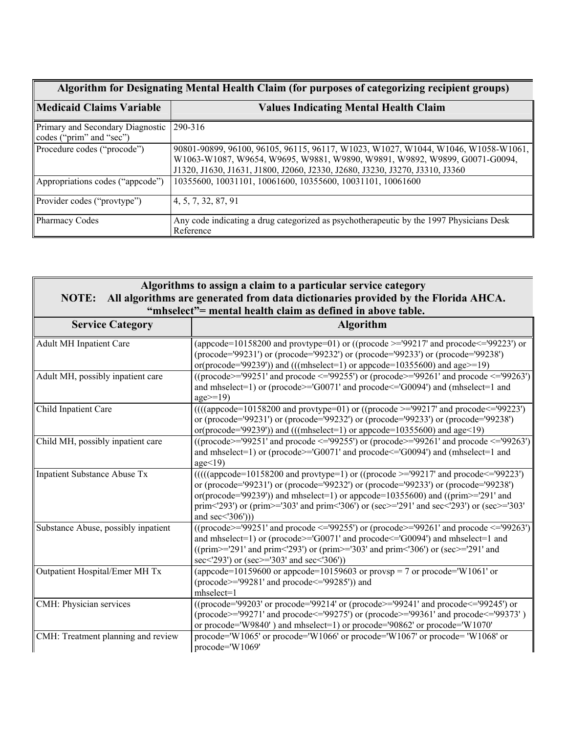| Algorithm for Designating Mental Health Claim (for purposes of categorizing recipient groups) | |
|---|---|
| **Medicaid Claims Variable** | **Values Indicating Mental Health Claim** |
| Primary and Secondary Diagnostic codes ("prim" and "sec") | 290-316 |
| Procedure codes ("procode") | 90801-90899, 96100, 96105, 96115, 96117, W1023, W1027, W1044, W1046, W1058-W1061, W1063-W1087, W9654, W9695, W9881, W9890, W9891, W9892, W9899, G0071-G0094, J1320, J1630, J1631, J1800, J2060, J2330, J2680, J3230, J3270, J3310, J3360 |
| Appropriations codes ("appcode") | 10355600, 10031101, 10061600, 10355600, 10031101, 10061600 |
| Provider codes ("provtype") | 4, 5, 7, 32, 87, 91 |
| Pharmacy Codes | Any code indicating a drug categorized as psychotherapeutic by the 1997 Physicians Desk Reference |

| Algorithms to assign a claim to a particular service category<br>NOTE: All algorithms are generated from data dictionaries provided by the Florida AHCA.<br>"mhselect"= mental health claim as defined in above table. | |
|---|---|
| **Service Category** | **Algorithm** |
| Adult MH Inpatient Care | (appcode=10158200 and provtype=01) or ((procode >='99217' and procode<='99223') or (procode='99231') or (procode='99232') or (procode='99233') or (procode='99238') or(procode='99239')) and (((mhselect=1) or appcode=10355600) and age>=19) |
| Adult MH, possibly inpatient care | ((procode>='99251' and procode <='99255') or (procode>='99261' and procode <='99263') and mhselect=1) or (procode>='G0071' and procode<='G0094') and (mhselect=1 and age>=19) |
| Child Inpatient Care | ((((appcode=10158200 and provtype=01) or ((procode >='99217' and procode<='99223') or (procode='99231') or (procode='99232') or (procode='99233') or (procode='99238') or(procode='99239')) and (((mhselect=1) or appcode=10355600) and age<19) |
| Child MH, possibly inpatient care | ((procode>='99251' and procode <='99255') or (procode>='99261' and procode <='99263') and mhselect=1) or (procode>='G0071' and procode<='G0094') and (mhselect=1 and age<19) |
| Inpatient Substance Abuse Tx | (((((appcode=10158200 and provtype=1) or ((procode >='99217' and procode<='99223') or (procode='99231') or (procode='99232') or (procode='99233') or (procode='99238') or(procode='99239')) and mhselect=1) or appcode=10355600) and ((prim>='291' and prim<'293') or (prim>='303' and prim<'306') or (sec>='291' and sec<'293') or (sec>='303' and sec<'306'))) |
| Substance Abuse, possibly inpatient | ((procode>='99251' and procode <='99255') or (procode>='99261' and procode <='99263') and mhselect=1) or (procode>='G0071' and procode<='G0094') and mhselect=1 and ((prim>='291' and prim<'293') or (prim>='303' and prim<'306') or (sec>='291' and sec<'293') or (sec>='303' and sec<'306')) |
| Outpatient Hospital/Emer MH Tx | (appcode=10159600 or appcode=10159603 or provsp = 7 or procode='W1061' or (procode>='99281' and procode<='99285')) and mhselect=1 |
| CMH: Physician services | ((procode='99203' or procode='99214' or (procode>='99241' and procode<='99245') or (procode>='99271' and procode<='99275') or (procode>='99361' and procode<='99373' ) or procode='W9840' ) and mhselect=1) or procode='90862' or procode='W1070' |
| CMH: Treatment planning and review | procode='W1065' or procode='W1066' or procode='W1067' or procode= 'W1068' or procode='W1069' |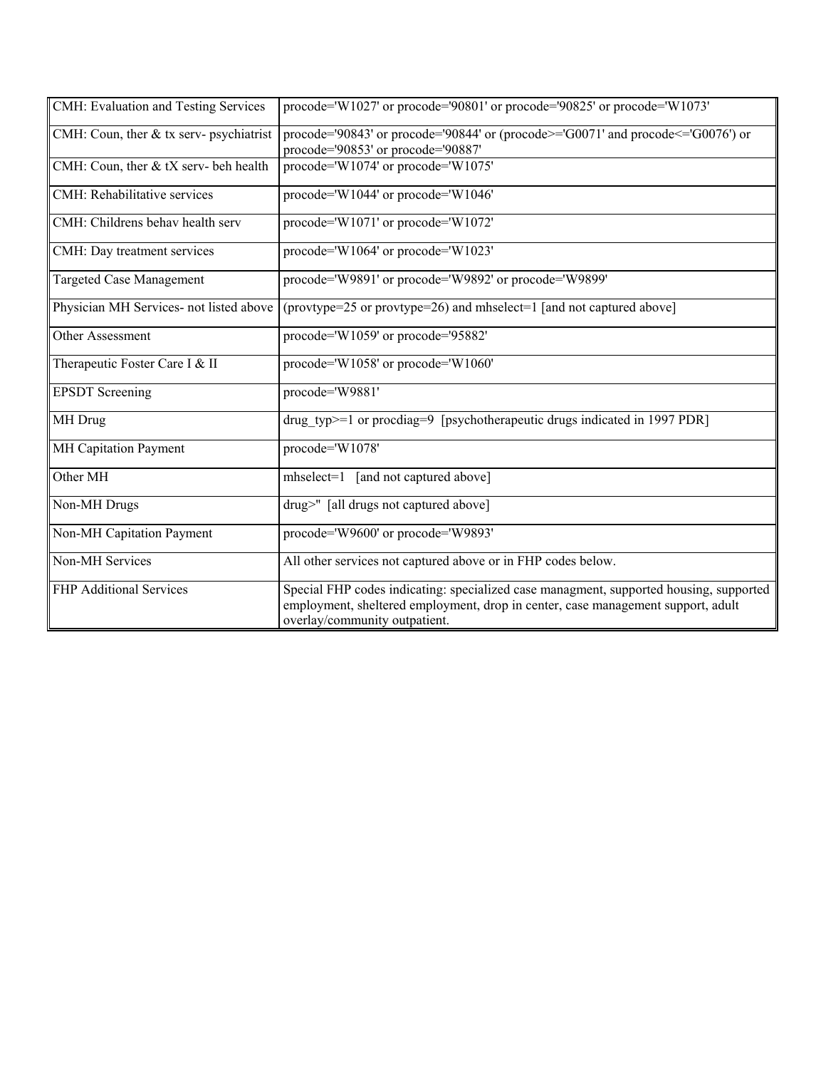| | |
|---|---|
| CMH: Evaluation and Testing Services | procode='W1027' or procode='90801' or procode='90825' or procode='W1073' |
| CMH: Coun, ther & tx serv- psychiatrist | procode='90843' or procode='90844' or (procode>='G0071' and procode<='G0076') or procode='90853' or procode='90887' |
| CMH: Coun, ther & tX serv- beh health | procode='W1074' or procode='W1075' |
| CMH: Rehabilitative services | procode='W1044' or procode='W1046' |
| CMH: Childrens behav health serv | procode='W1071' or procode='W1072' |
| CMH: Day treatment services | procode='W1064' or procode='W1023' |
| Targeted Case Management | procode='W9891' or procode='W9892' or procode='W9899' |
| Physician MH Services- not listed above | (provtype=25 or provtype=26) and mhselect=1 [and not captured above] |
| Other Assessment | procode='W1059' or procode='95882' |
| Therapeutic Foster Care I & II | procode='W1058' or procode='W1060' |
| EPSDT Screening | procode='W9881' |
| MH Drug | drug_typ>=1 or procdiag=9 [psychotherapeutic drugs indicated in 1997 PDR] |
| MH Capitation Payment | procode='W1078' |
| Other MH | mhselect=1 [and not captured above] |
| Non-MH Drugs | drug>'' [all drugs not captured above] |
| Non-MH Capitation Payment | procode='W9600' or procode='W9893' |
| Non-MH Services | All other services not captured above or in FHP codes below. |
| FHP Additional Services | Special FHP codes indicating: specialized case managment, supported housing, supported employment, sheltered employment, drop in center, case management support, adult overlay/community outpatient. |